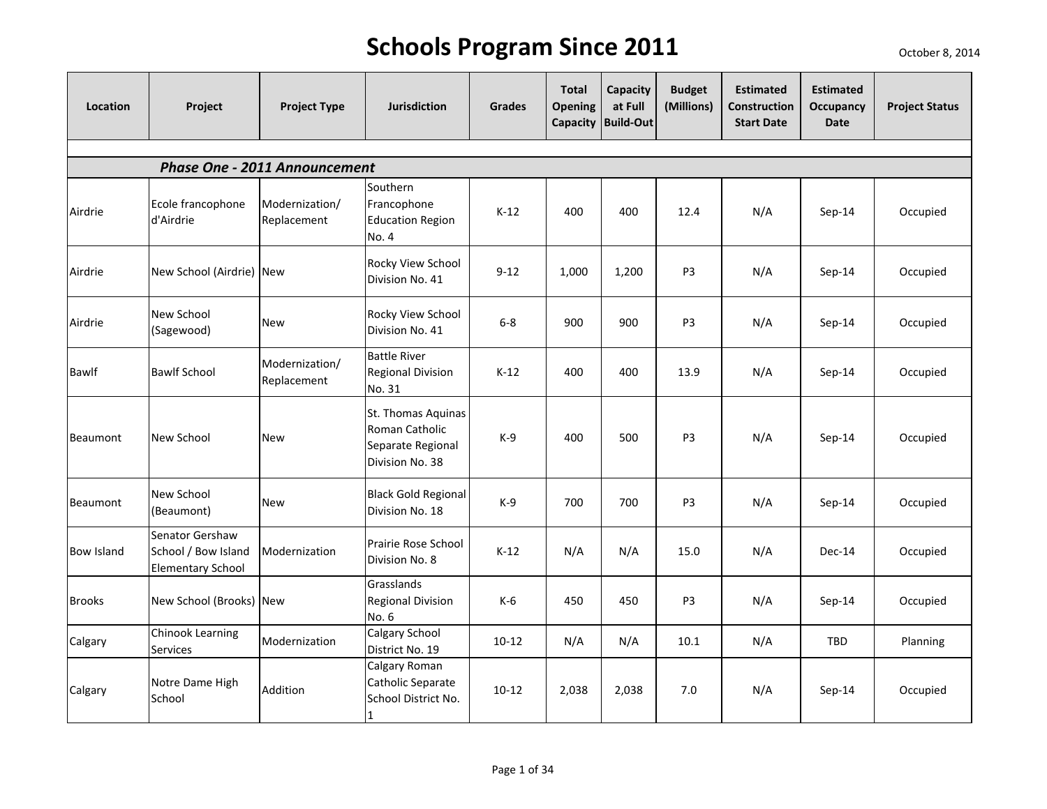# Schools Program Since 2011

October 8, 2014

| Location | Project | Project Type | Jurisdiction | Grades | Total Opening Capacity | Capacity at Full Build-Out | Budget (Millions) | Estimated Construction Start Date | Estimated Occupancy Date | Project Status |
|---|---|---|---|---|---|---|---|---|---|---|
| ***Phase One - 2011 Announcement*** | | | | | | | | | | |
| Airdrie | Ecole francophone d'Airdrie | Modernization/ Replacement | Southern Francophone Education Region No. 4 | K-12 | 400 | 400 | 12.4 | N/A | Sep-14 | Occupied |
| Airdrie | New School (Airdrie) | New | Rocky View School Division No. 41 | 9-12 | 1,000 | 1,200 | P3 | N/A | Sep-14 | Occupied |
| Airdrie | New School (Sagewood) | New | Rocky View School Division No. 41 | 6-8 | 900 | 900 | P3 | N/A | Sep-14 | Occupied |
| Bawlf | Bawlf School | Modernization/ Replacement | Battle River Regional Division No. 31 | K-12 | 400 | 400 | 13.9 | N/A | Sep-14 | Occupied |
| Beaumont | New School | New | St. Thomas Aquinas Roman Catholic Separate Regional Division No. 38 | K-9 | 400 | 500 | P3 | N/A | Sep-14 | Occupied |
| Beaumont | New School (Beaumont) | New | Black Gold Regional Division No. 18 | K-9 | 700 | 700 | P3 | N/A | Sep-14 | Occupied |
| Bow Island | Senator Gershaw School / Bow Island Elementary School | Modernization | Prairie Rose School Division No. 8 | K-12 | N/A | N/A | 15.0 | N/A | Dec-14 | Occupied |
| Brooks | New School (Brooks) | New | Grasslands Regional Division No. 6 | K-6 | 450 | 450 | P3 | N/A | Sep-14 | Occupied |
| Calgary | Chinook Learning Services | Modernization | Calgary School District No. 19 | 10-12 | N/A | N/A | 10.1 | N/A | TBD | Planning |
| Calgary | Notre Dame High School | Addition | Calgary Roman Catholic Separate School District No. 1 | 10-12 | 2,038 | 2,038 | 7.0 | N/A | Sep-14 | Occupied |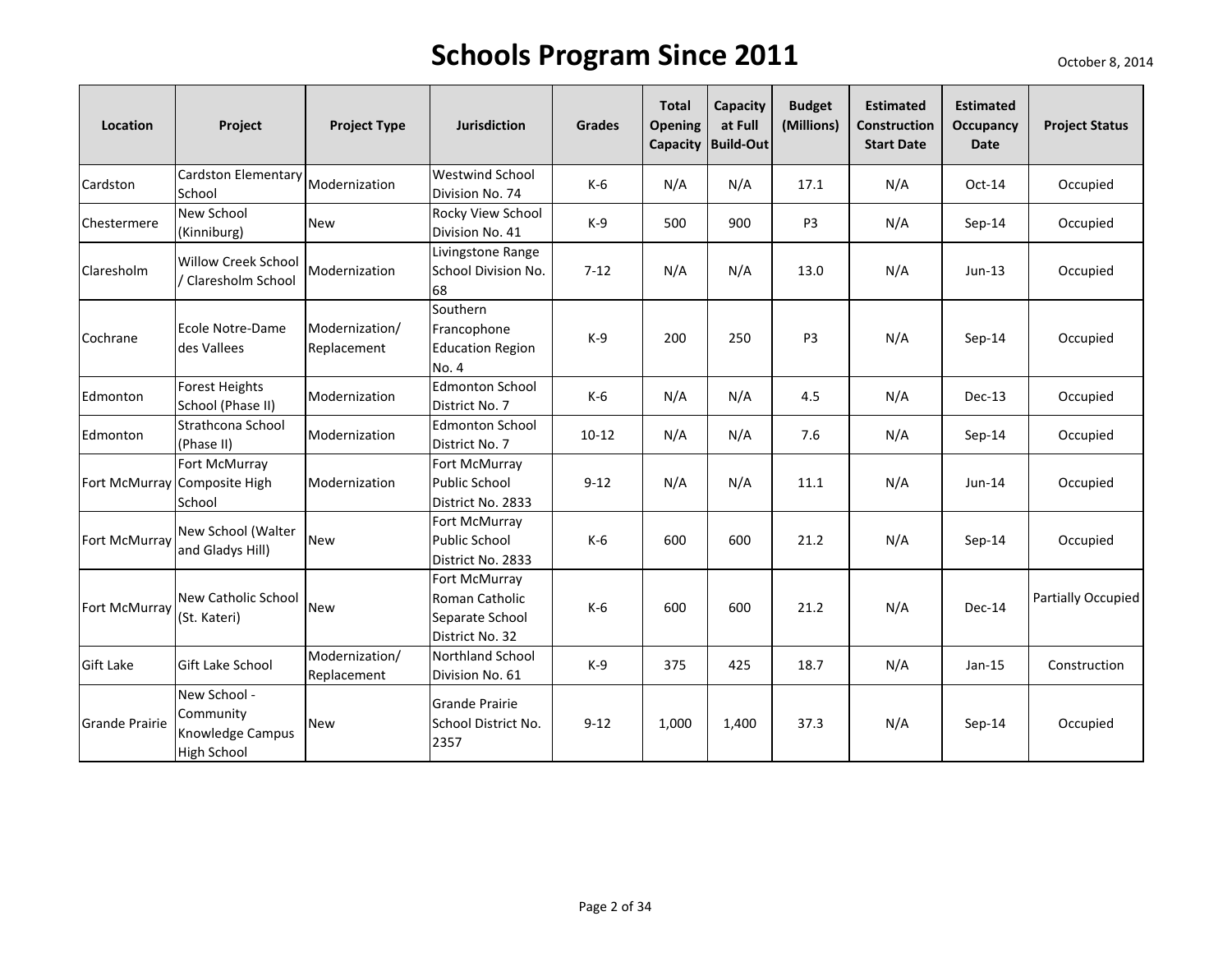# Schools Program Since 2011

October 8, 2014

| Location | Project | Project Type | Jurisdiction | Grades | Total Opening Capacity | Capacity at Full Build-Out | Budget (Millions) | Estimated Construction Start Date | Estimated Occupancy Date | Project Status |
|---|---|---|---|---|---|---|---|---|---|---|
| Cardston | Cardston Elementary School | Modernization | Westwind School Division No. 74 | K-6 | N/A | N/A | 17.1 | N/A | Oct-14 | Occupied |
| Chestermere | New School (Kinniburg) | New | Rocky View School Division No. 41 | K-9 | 500 | 900 | P3 | N/A | Sep-14 | Occupied |
| Claresholm | Willow Creek School / Claresholm School | Modernization | Livingstone Range School Division No. 68 | 7-12 | N/A | N/A | 13.0 | N/A | Jun-13 | Occupied |
| Cochrane | Ecole Notre-Dame des Vallees | Modernization/ Replacement | Southern Francophone Education Region No. 4 | K-9 | 200 | 250 | P3 | N/A | Sep-14 | Occupied |
| Edmonton | Forest Heights School (Phase II) | Modernization | Edmonton School District No. 7 | K-6 | N/A | N/A | 4.5 | N/A | Dec-13 | Occupied |
| Edmonton | Strathcona School (Phase II) | Modernization | Edmonton School District No. 7 | 10-12 | N/A | N/A | 7.6 | N/A | Sep-14 | Occupied |
| Fort McMurray | Fort McMurray Composite High School | Modernization | Fort McMurray Public School District No. 2833 | 9-12 | N/A | N/A | 11.1 | N/A | Jun-14 | Occupied |
| Fort McMurray | New School (Walter and Gladys Hill) | New | Fort McMurray Public School District No. 2833 | K-6 | 600 | 600 | 21.2 | N/A | Sep-14 | Occupied |
| Fort McMurray | New Catholic School (St. Kateri) | New | Fort McMurray Roman Catholic Separate School District No. 32 | K-6 | 600 | 600 | 21.2 | N/A | Dec-14 | Partially Occupied |
| Gift Lake | Gift Lake School | Modernization/ Replacement | Northland School Division No. 61 | K-9 | 375 | 425 | 18.7 | N/A | Jan-15 | Construction |
| Grande Prairie | New School - Community Knowledge Campus High School | New | Grande Prairie School District No. 2357 | 9-12 | 1,000 | 1,400 | 37.3 | N/A | Sep-14 | Occupied |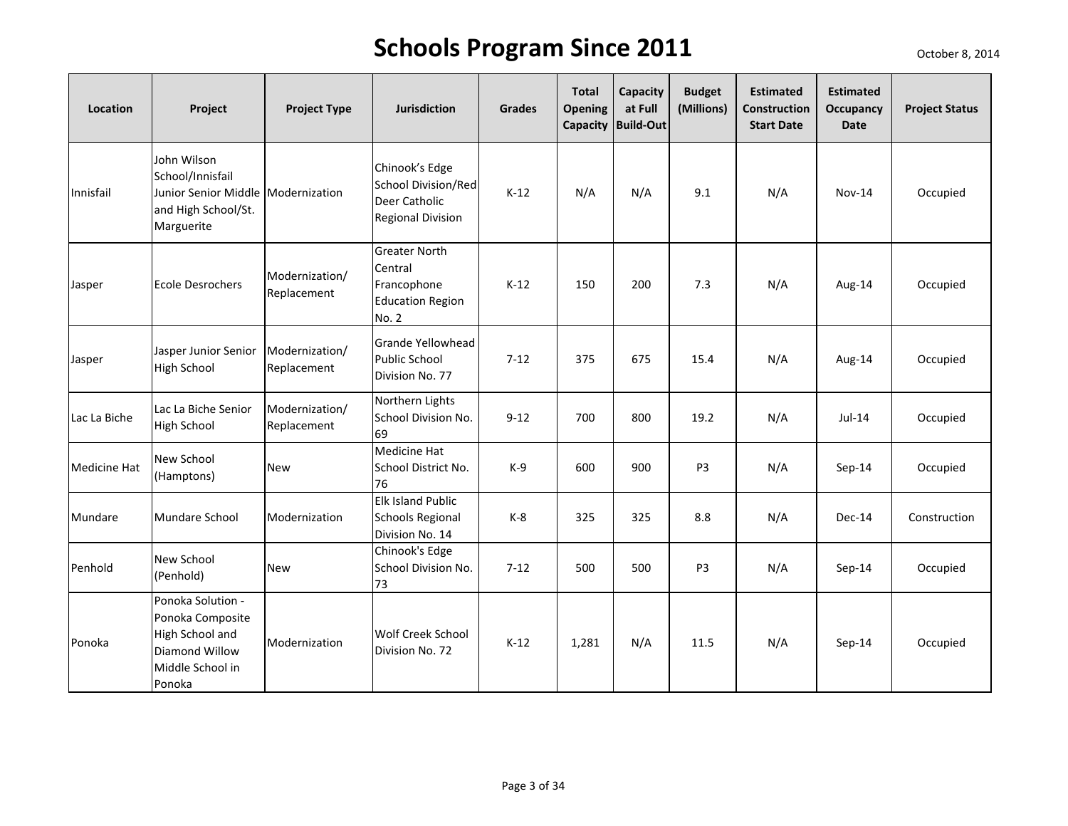# Schools Program Since 2011

October 8, 2014

| Location | Project | Project Type | Jurisdiction | Grades | Total Opening Capacity | Capacity at Full Build-Out | Budget (Millions) | Estimated Construction Start Date | Estimated Occupancy Date | Project Status |
|---|---|---|---|---|---|---|---|---|---|---|
| Innisfail | John Wilson School/Innisfail Junior Senior Middle and High School/St. Marguerite | Modernization | Chinook's Edge School Division/Red Deer Catholic Regional Division | K-12 | N/A | N/A | 9.1 | N/A | Nov-14 | Occupied |
| Jasper | Ecole Desrochers | Modernization/ Replacement | Greater North Central Francophone Education Region No. 2 | K-12 | 150 | 200 | 7.3 | N/A | Aug-14 | Occupied |
| Jasper | Jasper Junior Senior High School | Modernization/ Replacement | Grande Yellowhead Public School Division No. 77 | 7-12 | 375 | 675 | 15.4 | N/A | Aug-14 | Occupied |
| Lac La Biche | Lac La Biche Senior High School | Modernization/ Replacement | Northern Lights School Division No. 69 | 9-12 | 700 | 800 | 19.2 | N/A | Jul-14 | Occupied |
| Medicine Hat | New School (Hamptons) | New | Medicine Hat School District No. 76 | K-9 | 600 | 900 | P3 | N/A | Sep-14 | Occupied |
| Mundare | Mundare School | Modernization | Elk Island Public Schools Regional Division No. 14 | K-8 | 325 | 325 | 8.8 | N/A | Dec-14 | Construction |
| Penhold | New School (Penhold) | New | Chinook's Edge School Division No. 73 | 7-12 | 500 | 500 | P3 | N/A | Sep-14 | Occupied |
| Ponoka | Ponoka Solution - Ponoka Composite High School and Diamond Willow Middle School in Ponoka | Modernization | Wolf Creek School Division No. 72 | K-12 | 1,281 | N/A | 11.5 | N/A | Sep-14 | Occupied |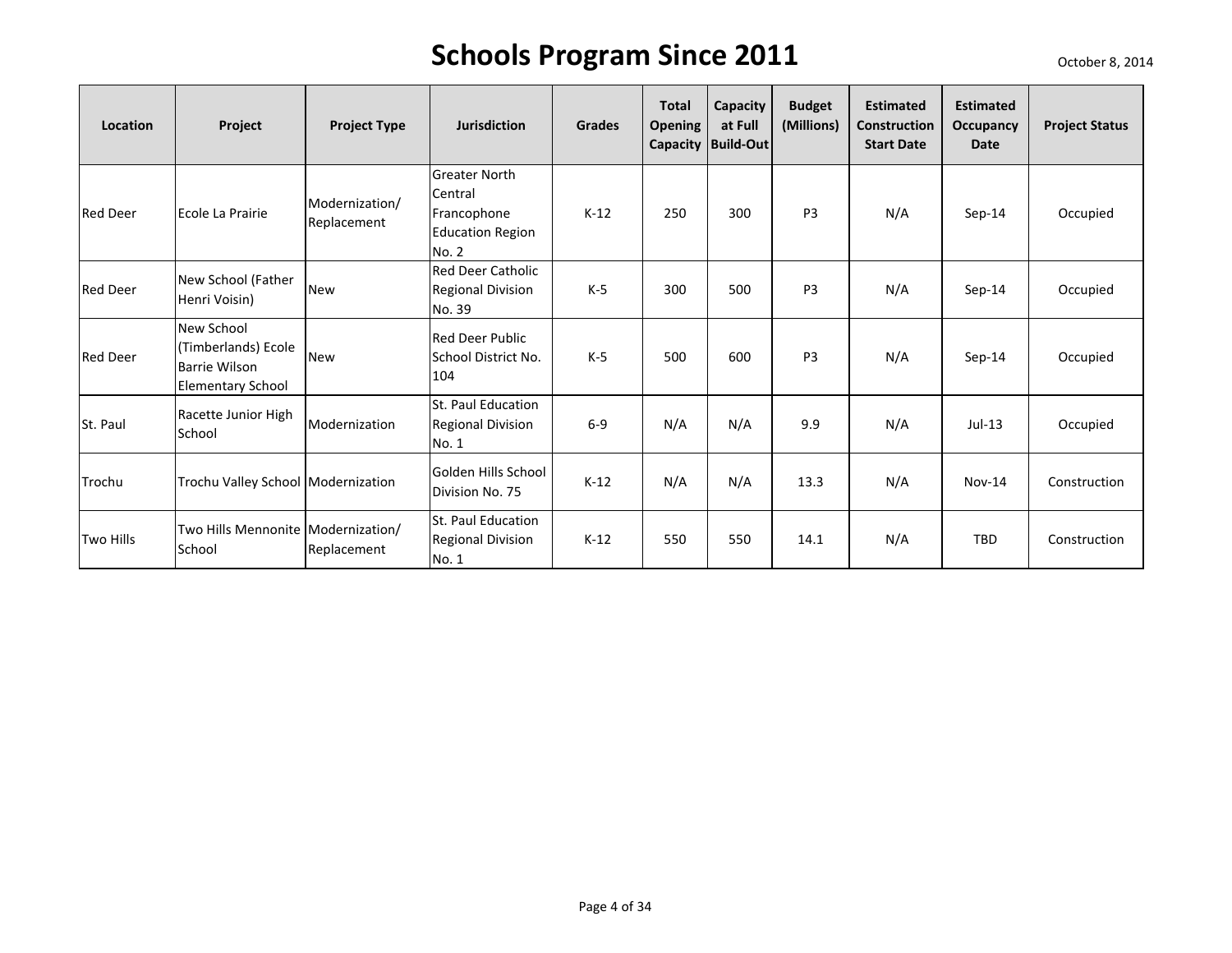# Schools Program Since 2011

October 8, 2014

| Location | Project | Project Type | Jurisdiction | Grades | Total Opening Capacity | Capacity at Full Build-Out | Budget (Millions) | Estimated Construction Start Date | Estimated Occupancy Date | Project Status |
|---|---|---|---|---|---|---|---|---|---|---|
| Red Deer | Ecole La Prairie | Modernization/ Replacement | Greater North Central Francophone Education Region No. 2 | K-12 | 250 | 300 | P3 | N/A | Sep-14 | Occupied |
| Red Deer | New School (Father Henri Voisin) | New | Red Deer Catholic Regional Division No. 39 | K-5 | 300 | 500 | P3 | N/A | Sep-14 | Occupied |
| Red Deer | New School (Timberlands) Ecole Barrie Wilson Elementary School | New | Red Deer Public School District No. 104 | K-5 | 500 | 600 | P3 | N/A | Sep-14 | Occupied |
| St. Paul | Racette Junior High School | Modernization | St. Paul Education Regional Division No. 1 | 6-9 | N/A | N/A | 9.9 | N/A | Jul-13 | Occupied |
| Trochu | Trochu Valley School | Modernization | Golden Hills School Division No. 75 | K-12 | N/A | N/A | 13.3 | N/A | Nov-14 | Construction |
| Two Hills | Two Hills Mennonite School | Modernization/ Replacement | St. Paul Education Regional Division No. 1 | K-12 | 550 | 550 | 14.1 | N/A | TBD | Construction |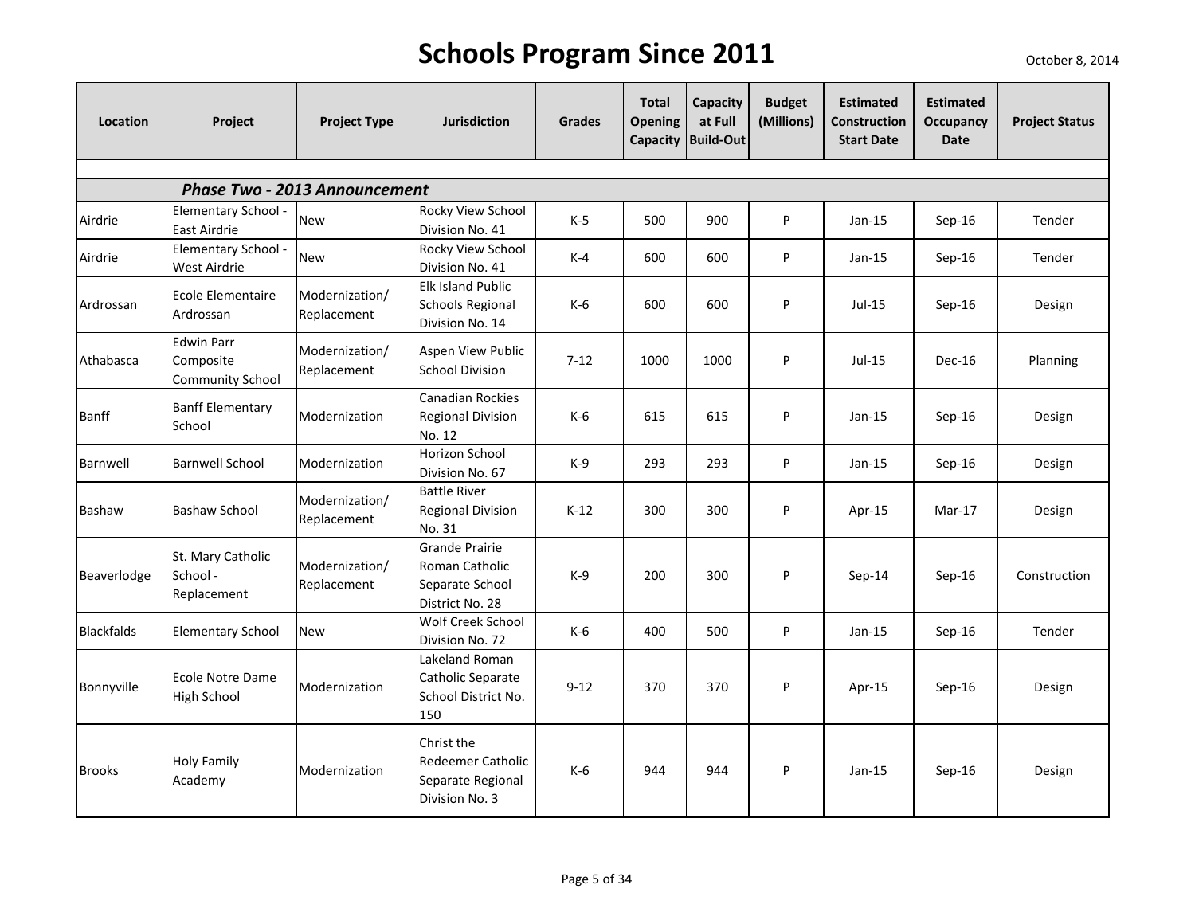# Schools Program Since 2011

October 8, 2014

| Location | Project | Project Type | Jurisdiction | Grades | Total Opening Capacity | Capacity at Full Build-Out | Budget (Millions) | Estimated Construction Start Date | Estimated Occupancy Date | Project Status |
|---|---|---|---|---|---|---|---|---|---|---|
| | ***Phase Two - 2013 Announcement*** | | | | | | | | | |
| Airdrie | Elementary School - East Airdrie | New | Rocky View School Division No. 41 | K-5 | 500 | 900 | P | Jan-15 | Sep-16 | Tender |
| Airdrie | Elementary School - West Airdrie | New | Rocky View School Division No. 41 | K-4 | 600 | 600 | P | Jan-15 | Sep-16 | Tender |
| Ardrossan | Ecole Elementaire Ardrossan | Modernization/ Replacement | Elk Island Public Schools Regional Division No. 14 | K-6 | 600 | 600 | P | Jul-15 | Sep-16 | Design |
| Athabasca | Edwin Parr Composite Community School | Modernization/ Replacement | Aspen View Public School Division | 7-12 | 1000 | 1000 | P | Jul-15 | Dec-16 | Planning |
| Banff | Banff Elementary School | Modernization | Canadian Rockies Regional Division No. 12 | K-6 | 615 | 615 | P | Jan-15 | Sep-16 | Design |
| Barnwell | Barnwell School | Modernization | Horizon School Division No. 67 | K-9 | 293 | 293 | P | Jan-15 | Sep-16 | Design |
| Bashaw | Bashaw School | Modernization/ Replacement | Battle River Regional Division No. 31 | K-12 | 300 | 300 | P | Apr-15 | Mar-17 | Design |
| Beaverlodge | St. Mary Catholic School - Replacement | Modernization/ Replacement | Grande Prairie Roman Catholic Separate School District No. 28 | K-9 | 200 | 300 | P | Sep-14 | Sep-16 | Construction |
| Blackfalds | Elementary School | New | Wolf Creek School Division No. 72 | K-6 | 400 | 500 | P | Jan-15 | Sep-16 | Tender |
| Bonnyville | Ecole Notre Dame High School | Modernization | Lakeland Roman Catholic Separate School District No. 150 | 9-12 | 370 | 370 | P | Apr-15 | Sep-16 | Design |
| Brooks | Holy Family Academy | Modernization | Christ the Redeemer Catholic Separate Regional Division No. 3 | K-6 | 944 | 944 | P | Jan-15 | Sep-16 | Design |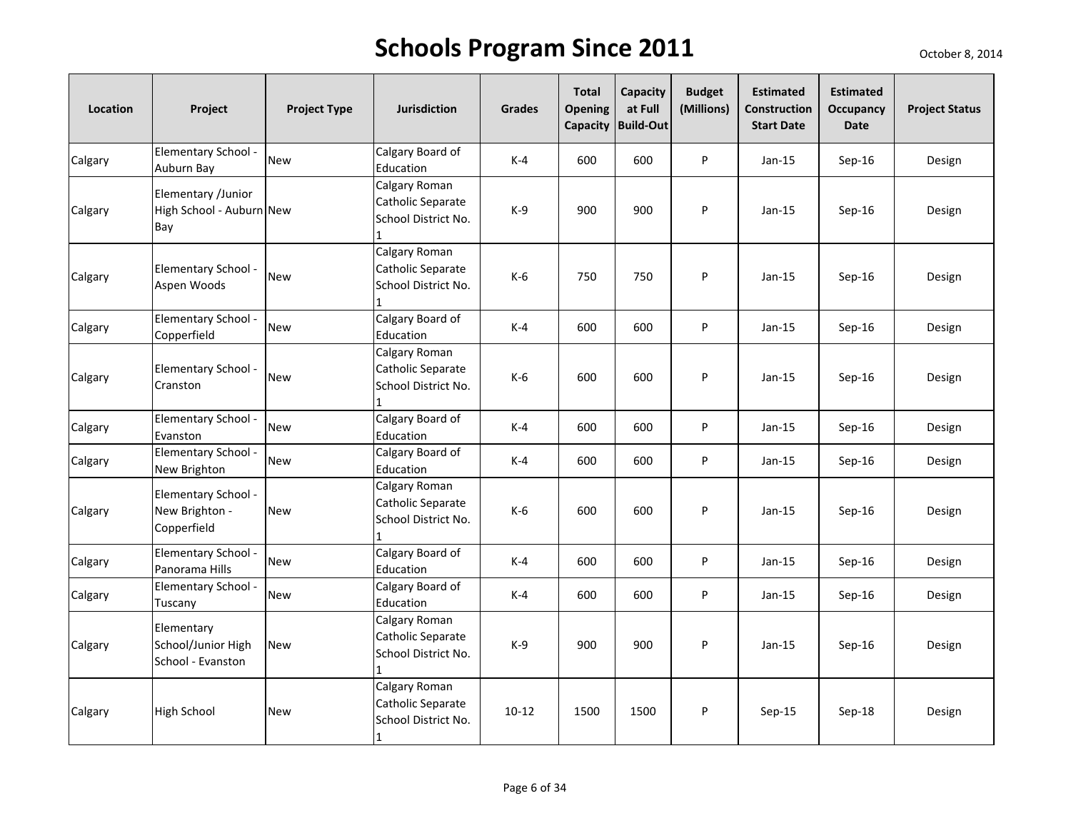# Schools Program Since 2011

October 8, 2014

| Location | Project | Project Type | Jurisdiction | Grades | Total Opening Capacity | Capacity at Full Build-Out | Budget (Millions) | Estimated Construction Start Date | Estimated Occupancy Date | Project Status |
|---|---|---|---|---|---|---|---|---|---|---|
| Calgary | Elementary School - Auburn Bay | New | Calgary Board of Education | K-4 | 600 | 600 | P | Jan-15 | Sep-16 | Design |
| Calgary | Elementary /Junior High School - Auburn Bay | New | Calgary Roman Catholic Separate School District No. 1 | K-9 | 900 | 900 | P | Jan-15 | Sep-16 | Design |
| Calgary | Elementary School - Aspen Woods | New | Calgary Roman Catholic Separate School District No. 1 | K-6 | 750 | 750 | P | Jan-15 | Sep-16 | Design |
| Calgary | Elementary School - Copperfield | New | Calgary Board of Education | K-4 | 600 | 600 | P | Jan-15 | Sep-16 | Design |
| Calgary | Elementary School - Cranston | New | Calgary Roman Catholic Separate School District No. 1 | K-6 | 600 | 600 | P | Jan-15 | Sep-16 | Design |
| Calgary | Elementary School - Evanston | New | Calgary Board of Education | K-4 | 600 | 600 | P | Jan-15 | Sep-16 | Design |
| Calgary | Elementary School - New Brighton | New | Calgary Board of Education | K-4 | 600 | 600 | P | Jan-15 | Sep-16 | Design |
| Calgary | Elementary School - New Brighton - Copperfield | New | Calgary Roman Catholic Separate School District No. 1 | K-6 | 600 | 600 | P | Jan-15 | Sep-16 | Design |
| Calgary | Elementary School - Panorama Hills | New | Calgary Board of Education | K-4 | 600 | 600 | P | Jan-15 | Sep-16 | Design |
| Calgary | Elementary School - Tuscany | New | Calgary Board of Education | K-4 | 600 | 600 | P | Jan-15 | Sep-16 | Design |
| Calgary | Elementary School/Junior High School - Evanston | New | Calgary Roman Catholic Separate School District No. 1 | K-9 | 900 | 900 | P | Jan-15 | Sep-16 | Design |
| Calgary | High School | New | Calgary Roman Catholic Separate School District No. 1 | 10-12 | 1500 | 1500 | P | Sep-15 | Sep-18 | Design |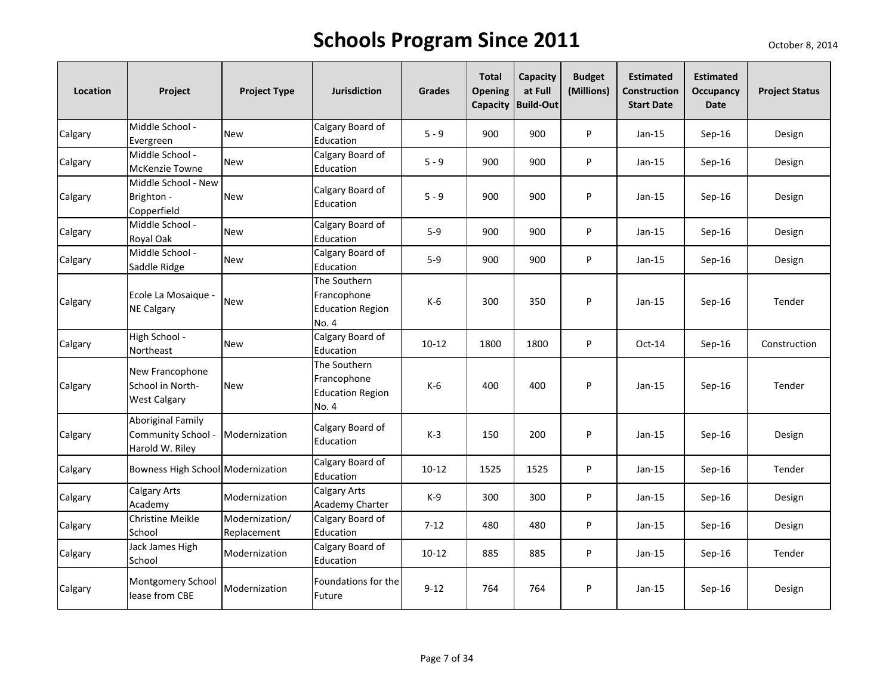# Schools Program Since 2011

October 8, 2014

| Location | Project | Project Type | Jurisdiction | Grades | Total Opening Capacity | Capacity at Full Build-Out | Budget (Millions) | Estimated Construction Start Date | Estimated Occupancy Date | Project Status |
|---|---|---|---|---|---|---|---|---|---|---|
| Calgary | Middle School - Evergreen | New | Calgary Board of Education | 5 - 9 | 900 | 900 | P | Jan-15 | Sep-16 | Design |
| Calgary | Middle School - McKenzie Towne | New | Calgary Board of Education | 5 - 9 | 900 | 900 | P | Jan-15 | Sep-16 | Design |
| Calgary | Middle School - New Brighton - Copperfield | New | Calgary Board of Education | 5 - 9 | 900 | 900 | P | Jan-15 | Sep-16 | Design |
| Calgary | Middle School - Royal Oak | New | Calgary Board of Education | 5-9 | 900 | 900 | P | Jan-15 | Sep-16 | Design |
| Calgary | Middle School - Saddle Ridge | New | Calgary Board of Education | 5-9 | 900 | 900 | P | Jan-15 | Sep-16 | Design |
| Calgary | Ecole La Mosaique - NE Calgary | New | The Southern Francophone Education Region No. 4 | K-6 | 300 | 350 | P | Jan-15 | Sep-16 | Tender |
| Calgary | High School - Northeast | New | Calgary Board of Education | 10-12 | 1800 | 1800 | P | Oct-14 | Sep-16 | Construction |
| Calgary | New Francophone School in North-West Calgary | New | The Southern Francophone Education Region No. 4 | K-6 | 400 | 400 | P | Jan-15 | Sep-16 | Tender |
| Calgary | Aboriginal Family Community School - Harold W. Riley | Modernization | Calgary Board of Education | K-3 | 150 | 200 | P | Jan-15 | Sep-16 | Design |
| Calgary | Bowness High School | Modernization | Calgary Board of Education | 10-12 | 1525 | 1525 | P | Jan-15 | Sep-16 | Tender |
| Calgary | Calgary Arts Academy | Modernization | Calgary Arts Academy Charter | K-9 | 300 | 300 | P | Jan-15 | Sep-16 | Design |
| Calgary | Christine Meikle School | Modernization/ Replacement | Calgary Board of Education | 7-12 | 480 | 480 | P | Jan-15 | Sep-16 | Design |
| Calgary | Jack James High School | Modernization | Calgary Board of Education | 10-12 | 885 | 885 | P | Jan-15 | Sep-16 | Tender |
| Calgary | Montgomery School lease from CBE | Modernization | Foundations for the Future | 9-12 | 764 | 764 | P | Jan-15 | Sep-16 | Design |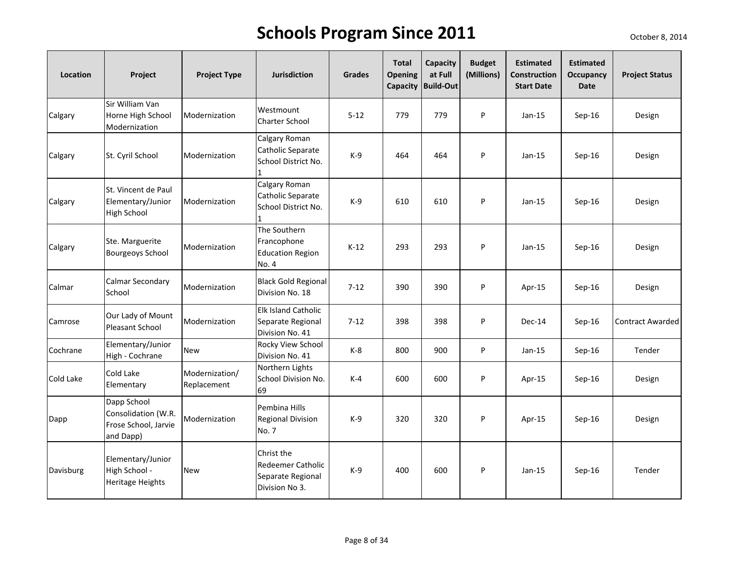# Schools Program Since 2011

October 8, 2014

| Location | Project | Project Type | Jurisdiction | Grades | Total Opening Capacity | Capacity at Full Build-Out | Budget (Millions) | Estimated Construction Start Date | Estimated Occupancy Date | Project Status |
|---|---|---|---|---|---|---|---|---|---|---|
| Calgary | Sir William Van Horne High School Modernization | Modernization | Westmount Charter School | 5-12 | 779 | 779 | P | Jan-15 | Sep-16 | Design |
| Calgary | St. Cyril School | Modernization | Calgary Roman Catholic Separate School District No. 1 | K-9 | 464 | 464 | P | Jan-15 | Sep-16 | Design |
| Calgary | St. Vincent de Paul Elementary/Junior High School | Modernization | Calgary Roman Catholic Separate School District No. 1 | K-9 | 610 | 610 | P | Jan-15 | Sep-16 | Design |
| Calgary | Ste. Marguerite Bourgeoys School | Modernization | The Southern Francophone Education Region No. 4 | K-12 | 293 | 293 | P | Jan-15 | Sep-16 | Design |
| Calmar | Calmar Secondary School | Modernization | Black Gold Regional Division No. 18 | 7-12 | 390 | 390 | P | Apr-15 | Sep-16 | Design |
| Camrose | Our Lady of Mount Pleasant School | Modernization | Elk Island Catholic Separate Regional Division No. 41 | 7-12 | 398 | 398 | P | Dec-14 | Sep-16 | Contract Awarded |
| Cochrane | Elementary/Junior High - Cochrane | New | Rocky View School Division No. 41 | K-8 | 800 | 900 | P | Jan-15 | Sep-16 | Tender |
| Cold Lake | Cold Lake Elementary | Modernization/ Replacement | Northern Lights School Division No. 69 | K-4 | 600 | 600 | P | Apr-15 | Sep-16 | Design |
| Dapp | Dapp School Consolidation (W.R. Frose School, Jarvie and Dapp) | Modernization | Pembina Hills Regional Division No. 7 | K-9 | 320 | 320 | P | Apr-15 | Sep-16 | Design |
| Davisburg | Elementary/Junior High School - Heritage Heights | New | Christ the Redeemer Catholic Separate Regional Division No 3. | K-9 | 400 | 600 | P | Jan-15 | Sep-16 | Tender |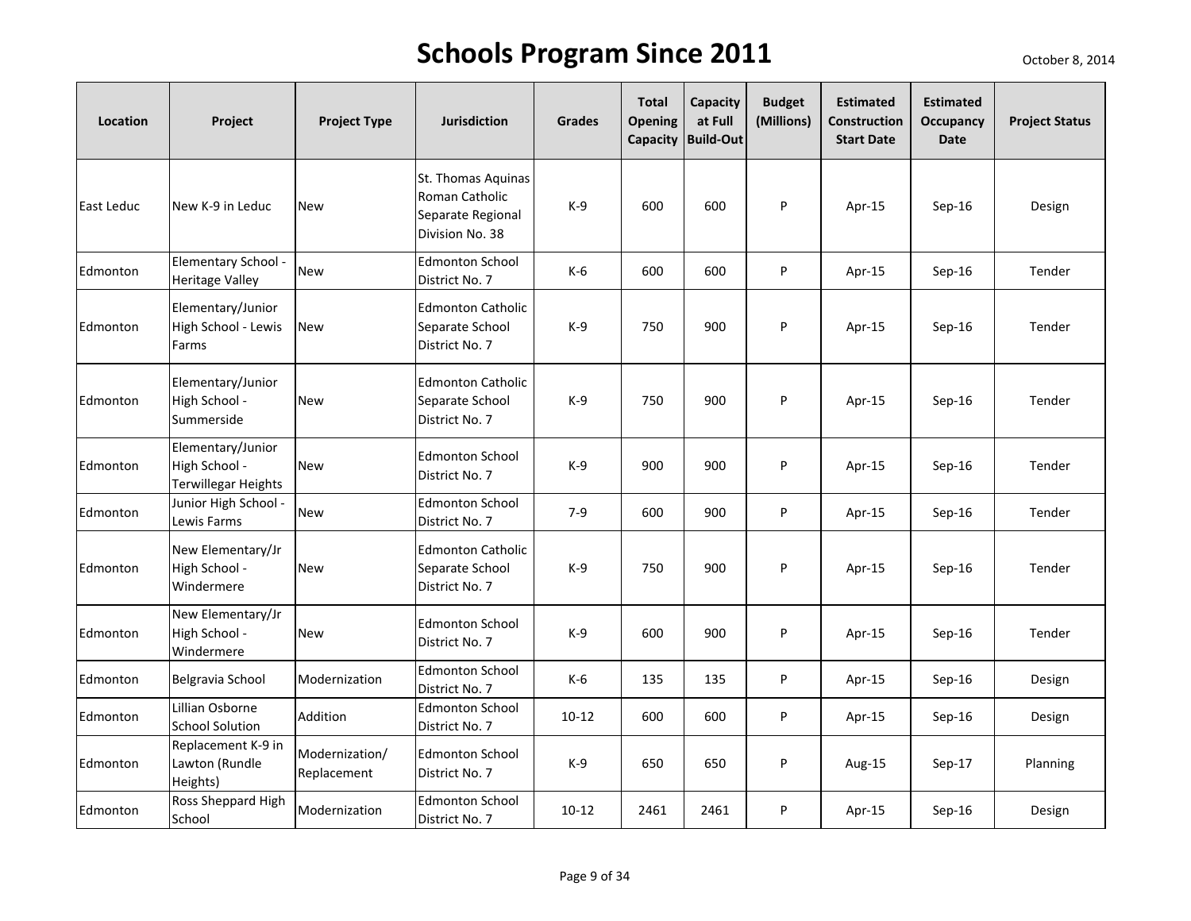# Schools Program Since 2011

October 8, 2014

| Location | Project | Project Type | Jurisdiction | Grades | Total Opening Capacity | Capacity at Full Build-Out | Budget (Millions) | Estimated Construction Start Date | Estimated Occupancy Date | Project Status |
|---|---|---|---|---|---|---|---|---|---|---|
| East Leduc | New K-9 in Leduc | New | St. Thomas Aquinas Roman Catholic Separate Regional Division No. 38 | K-9 | 600 | 600 | P | Apr-15 | Sep-16 | Design |
| Edmonton | Elementary School - Heritage Valley | New | Edmonton School District No. 7 | K-6 | 600 | 600 | P | Apr-15 | Sep-16 | Tender |
| Edmonton | Elementary/Junior High School - Lewis Farms | New | Edmonton Catholic Separate School District No. 7 | K-9 | 750 | 900 | P | Apr-15 | Sep-16 | Tender |
| Edmonton | Elementary/Junior High School - Summerside | New | Edmonton Catholic Separate School District No. 7 | K-9 | 750 | 900 | P | Apr-15 | Sep-16 | Tender |
| Edmonton | Elementary/Junior High School - Terwillegar Heights | New | Edmonton School District No. 7 | K-9 | 900 | 900 | P | Apr-15 | Sep-16 | Tender |
| Edmonton | Junior High School - Lewis Farms | New | Edmonton School District No. 7 | 7-9 | 600 | 900 | P | Apr-15 | Sep-16 | Tender |
| Edmonton | New Elementary/Jr High School - Windermere | New | Edmonton Catholic Separate School District No. 7 | K-9 | 750 | 900 | P | Apr-15 | Sep-16 | Tender |
| Edmonton | New Elementary/Jr High School - Windermere | New | Edmonton School District No. 7 | K-9 | 600 | 900 | P | Apr-15 | Sep-16 | Tender |
| Edmonton | Belgravia School | Modernization | Edmonton School District No. 7 | K-6 | 135 | 135 | P | Apr-15 | Sep-16 | Design |
| Edmonton | Lillian Osborne School Solution | Addition | Edmonton School District No. 7 | 10-12 | 600 | 600 | P | Apr-15 | Sep-16 | Design |
| Edmonton | Replacement K-9 in Lawton (Rundle Heights) | Modernization/ Replacement | Edmonton School District No. 7 | K-9 | 650 | 650 | P | Aug-15 | Sep-17 | Planning |
| Edmonton | Ross Sheppard High School | Modernization | Edmonton School District No. 7 | 10-12 | 2461 | 2461 | P | Apr-15 | Sep-16 | Design |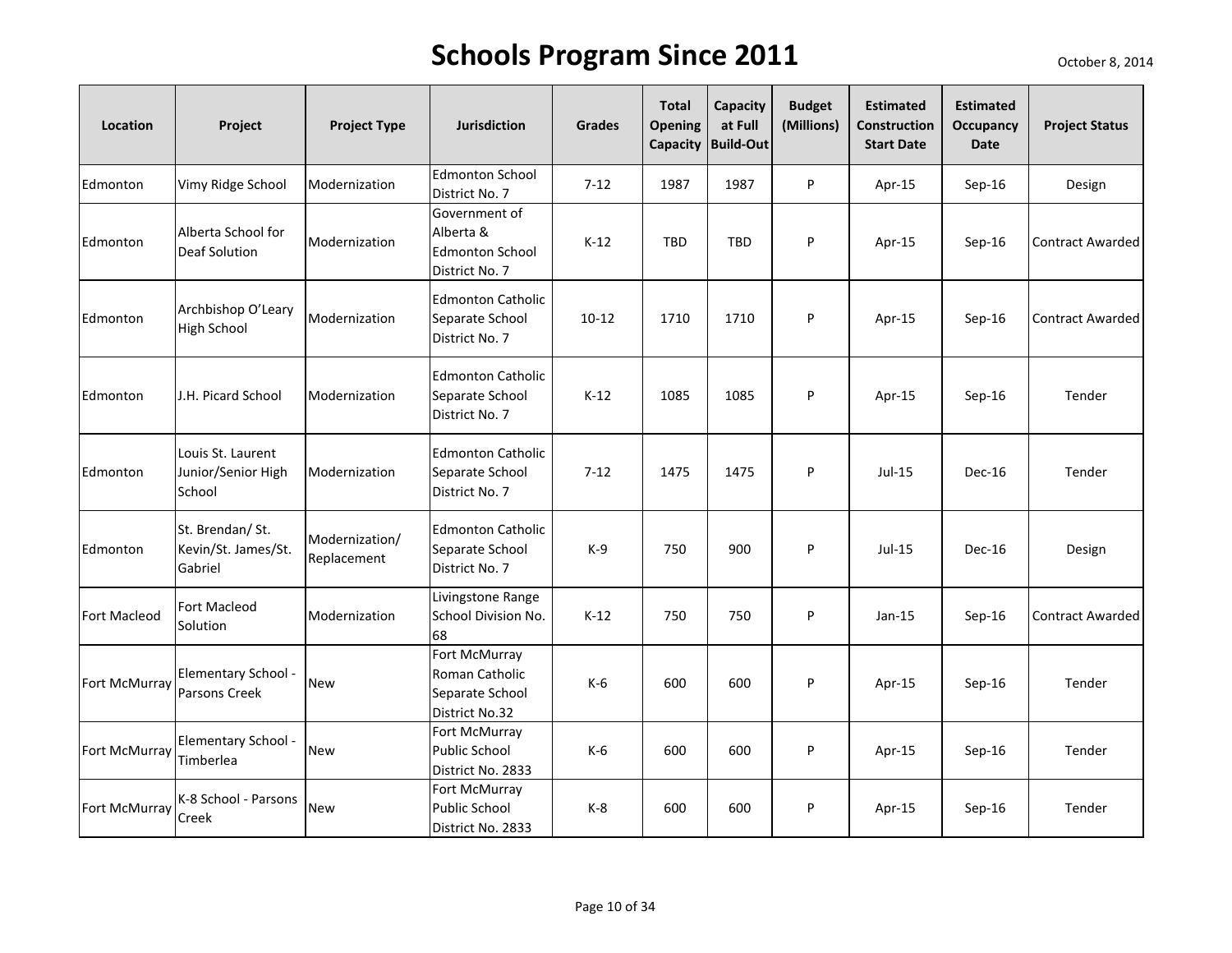# Schools Program Since 2011

October 8, 2014

| Location | Project | Project Type | Jurisdiction | Grades | Total Opening Capacity | Capacity at Full Build-Out | Budget (Millions) | Estimated Construction Start Date | Estimated Occupancy Date | Project Status |
|---|---|---|---|---|---|---|---|---|---|---|
| Edmonton | Vimy Ridge School | Modernization | Edmonton School District No. 7 | 7-12 | 1987 | 1987 | P | Apr-15 | Sep-16 | Design |
| Edmonton | Alberta School for Deaf Solution | Modernization | Government of Alberta & Edmonton School District No. 7 | K-12 | TBD | TBD | P | Apr-15 | Sep-16 | Contract Awarded |
| Edmonton | Archbishop O'Leary High School | Modernization | Edmonton Catholic Separate School District No. 7 | 10-12 | 1710 | 1710 | P | Apr-15 | Sep-16 | Contract Awarded |
| Edmonton | J.H. Picard School | Modernization | Edmonton Catholic Separate School District No. 7 | K-12 | 1085 | 1085 | P | Apr-15 | Sep-16 | Tender |
| Edmonton | Louis St. Laurent Junior/Senior High School | Modernization | Edmonton Catholic Separate School District No. 7 | 7-12 | 1475 | 1475 | P | Jul-15 | Dec-16 | Tender |
| Edmonton | St. Brendan/ St. Kevin/St. James/St. Gabriel | Modernization/ Replacement | Edmonton Catholic Separate School District No. 7 | K-9 | 750 | 900 | P | Jul-15 | Dec-16 | Design |
| Fort Macleod | Fort Macleod Solution | Modernization | Livingstone Range School Division No. 68 | K-12 | 750 | 750 | P | Jan-15 | Sep-16 | Contract Awarded |
| Fort McMurray | Elementary School - Parsons Creek | New | Fort McMurray Roman Catholic Separate School District No.32 | K-6 | 600 | 600 | P | Apr-15 | Sep-16 | Tender |
| Fort McMurray | Elementary School - Timberlea | New | Fort McMurray Public School District No. 2833 | K-6 | 600 | 600 | P | Apr-15 | Sep-16 | Tender |
| Fort McMurray | K-8 School - Parsons Creek | New | Fort McMurray Public School District No. 2833 | K-8 | 600 | 600 | P | Apr-15 | Sep-16 | Tender |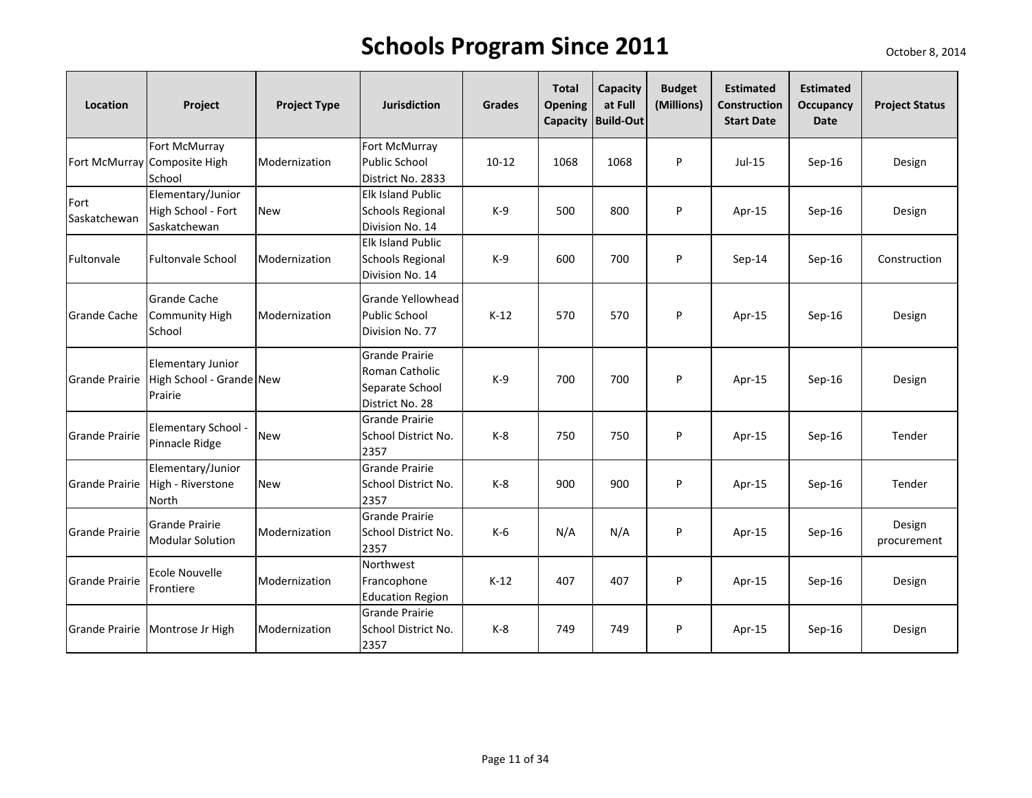# Schools Program Since 2011

October 8, 2014

| Location | Project | Project Type | Jurisdiction | Grades | Total Opening Capacity | Capacity at Full Build-Out | Budget (Millions) | Estimated Construction Start Date | Estimated Occupancy Date | Project Status |
|---|---|---|---|---|---|---|---|---|---|---|
| Fort McMurray | Fort McMurray Composite High School | Modernization | Fort McMurray Public School District No. 2833 | 10-12 | 1068 | 1068 | P | Jul-15 | Sep-16 | Design |
| Fort Saskatchewan | Elementary/Junior High School - Fort Saskatchewan | New | Elk Island Public Schools Regional Division No. 14 | K-9 | 500 | 800 | P | Apr-15 | Sep-16 | Design |
| Fultonvale | Fultonvale School | Modernization | Elk Island Public Schools Regional Division No. 14 | K-9 | 600 | 700 | P | Sep-14 | Sep-16 | Construction |
| Grande Cache | Grande Cache Community High School | Modernization | Grande Yellowhead Public School Division No. 77 | K-12 | 570 | 570 | P | Apr-15 | Sep-16 | Design |
| Grande Prairie | Elementary Junior High School - Grande Prairie | New | Grande Prairie Roman Catholic Separate School District No. 28 | K-9 | 700 | 700 | P | Apr-15 | Sep-16 | Design |
| Grande Prairie | Elementary School - Pinnacle Ridge | New | Grande Prairie School District No. 2357 | K-8 | 750 | 750 | P | Apr-15 | Sep-16 | Tender |
| Grande Prairie | Elementary/Junior High - Riverstone North | New | Grande Prairie School District No. 2357 | K-8 | 900 | 900 | P | Apr-15 | Sep-16 | Tender |
| Grande Prairie | Grande Prairie Modular Solution | Modernization | Grande Prairie School District No. 2357 | K-6 | N/A | N/A | P | Apr-15 | Sep-16 | Design procurement |
| Grande Prairie | Ecole Nouvelle Frontiere | Modernization | Northwest Francophone Education Region | K-12 | 407 | 407 | P | Apr-15 | Sep-16 | Design |
| Grande Prairie | Montrose Jr High | Modernization | Grande Prairie School District No. 2357 | K-8 | 749 | 749 | P | Apr-15 | Sep-16 | Design |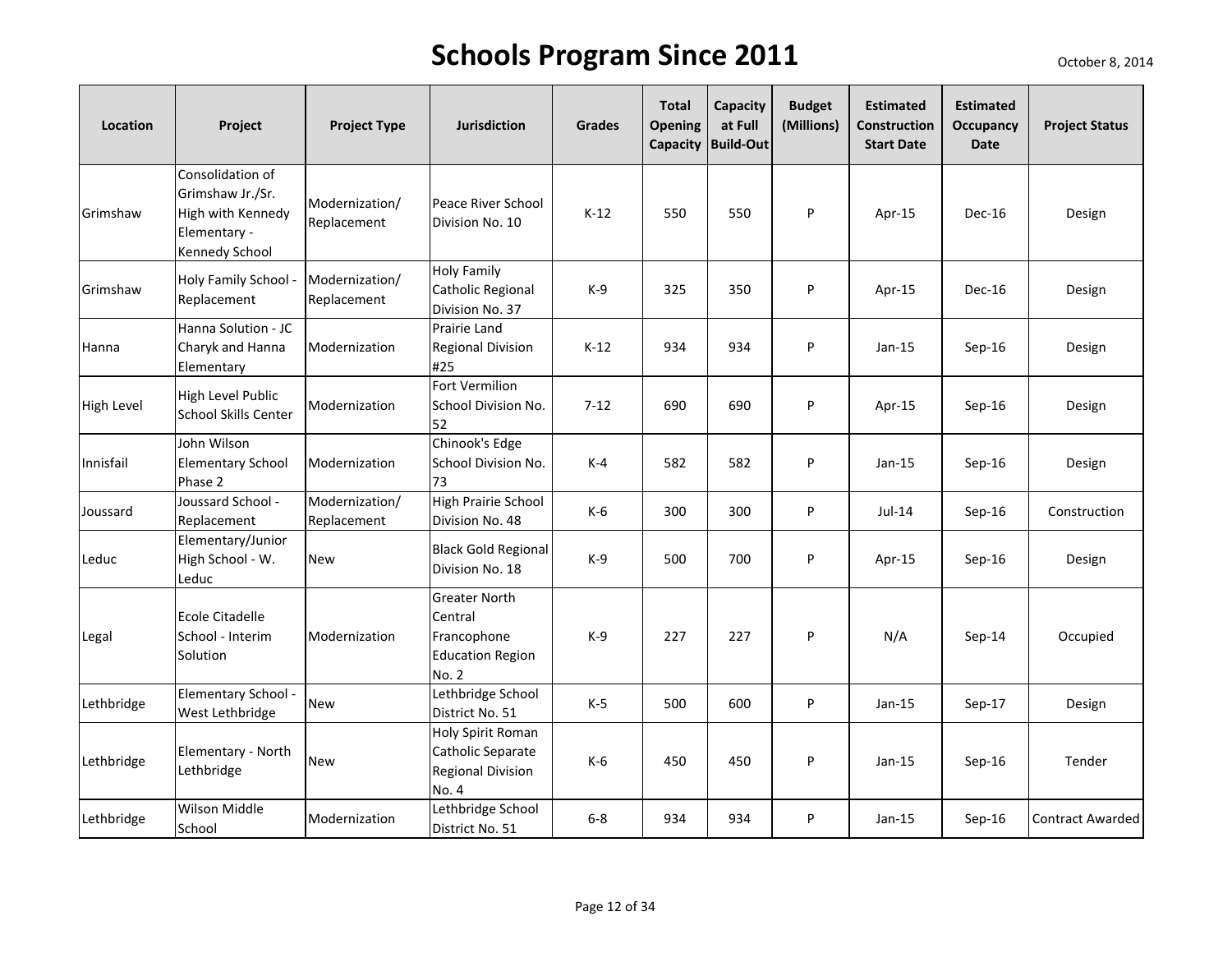# Schools Program Since 2011

October 8, 2014

| Location | Project | Project Type | Jurisdiction | Grades | Total Opening Capacity | Capacity at Full Build-Out | Budget (Millions) | Estimated Construction Start Date | Estimated Occupancy Date | Project Status |
|---|---|---|---|---|---|---|---|---|---|---|
| Grimshaw | Consolidation of Grimshaw Jr./Sr. High with Kennedy Elementary - Kennedy School | Modernization/ Replacement | Peace River School Division No. 10 | K-12 | 550 | 550 | P | Apr-15 | Dec-16 | Design |
| Grimshaw | Holy Family School - Replacement | Modernization/ Replacement | Holy Family Catholic Regional Division No. 37 | K-9 | 325 | 350 | P | Apr-15 | Dec-16 | Design |
| Hanna | Hanna Solution - JC Charyk and Hanna Elementary | Modernization | Prairie Land Regional Division #25 | K-12 | 934 | 934 | P | Jan-15 | Sep-16 | Design |
| High Level | High Level Public School Skills Center | Modernization | Fort Vermilion School Division No. 52 | 7-12 | 690 | 690 | P | Apr-15 | Sep-16 | Design |
| Innisfail | John Wilson Elementary School Phase 2 | Modernization | Chinook's Edge School Division No. 73 | K-4 | 582 | 582 | P | Jan-15 | Sep-16 | Design |
| Joussard | Joussard School - Replacement | Modernization/ Replacement | High Prairie School Division No. 48 | K-6 | 300 | 300 | P | Jul-14 | Sep-16 | Construction |
| Leduc | Elementary/Junior High School - W. Leduc | New | Black Gold Regional Division No. 18 | K-9 | 500 | 700 | P | Apr-15 | Sep-16 | Design |
| Legal | Ecole Citadelle School - Interim Solution | Modernization | Greater North Central Francophone Education Region No. 2 | K-9 | 227 | 227 | P | N/A | Sep-14 | Occupied |
| Lethbridge | Elementary School - West Lethbridge | New | Lethbridge School District No. 51 | K-5 | 500 | 600 | P | Jan-15 | Sep-17 | Design |
| Lethbridge | Elementary - North Lethbridge | New | Holy Spirit Roman Catholic Separate Regional Division No. 4 | K-6 | 450 | 450 | P | Jan-15 | Sep-16 | Tender |
| Lethbridge | Wilson Middle School | Modernization | Lethbridge School District No. 51 | 6-8 | 934 | 934 | P | Jan-15 | Sep-16 | Contract Awarded |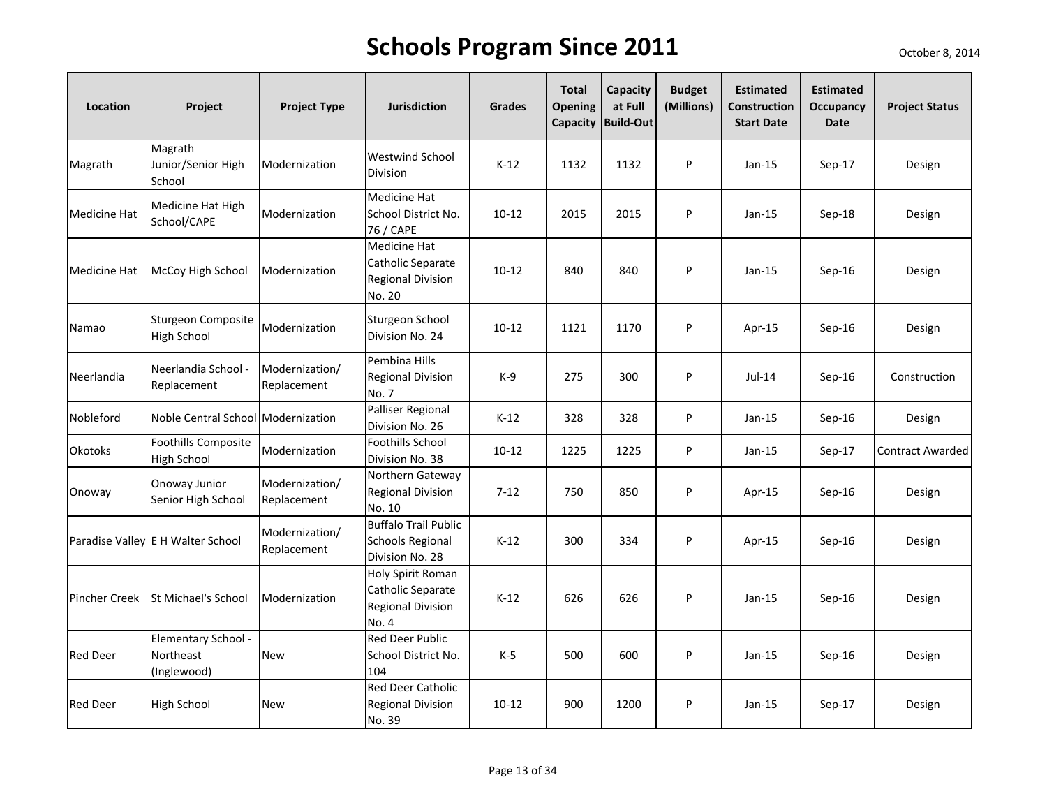# Schools Program Since 2011

October 8, 2014

| Location | Project | Project Type | Jurisdiction | Grades | Total Opening Capacity | Capacity at Full Build-Out | Budget (Millions) | Estimated Construction Start Date | Estimated Occupancy Date | Project Status |
|---|---|---|---|---|---|---|---|---|---|---|
| Magrath | Magrath Junior/Senior High School | Modernization | Westwind School Division | K-12 | 1132 | 1132 | P | Jan-15 | Sep-17 | Design |
| Medicine Hat | Medicine Hat High School/CAPE | Modernization | Medicine Hat School District No. 76 / CAPE | 10-12 | 2015 | 2015 | P | Jan-15 | Sep-18 | Design |
| Medicine Hat | McCoy High School | Modernization | Medicine Hat Catholic Separate Regional Division No. 20 | 10-12 | 840 | 840 | P | Jan-15 | Sep-16 | Design |
| Namao | Sturgeon Composite High School | Modernization | Sturgeon School Division No. 24 | 10-12 | 1121 | 1170 | P | Apr-15 | Sep-16 | Design |
| Neerlandia | Neerlandia School - Replacement | Modernization/ Replacement | Pembina Hills Regional Division No. 7 | K-9 | 275 | 300 | P | Jul-14 | Sep-16 | Construction |
| Nobleford | Noble Central School | Modernization | Palliser Regional Division No. 26 | K-12 | 328 | 328 | P | Jan-15 | Sep-16 | Design |
| Okotoks | Foothills Composite High School | Modernization | Foothills School Division No. 38 | 10-12 | 1225 | 1225 | P | Jan-15 | Sep-17 | Contract Awarded |
| Onoway | Onoway Junior Senior High School | Modernization/ Replacement | Northern Gateway Regional Division No. 10 | 7-12 | 750 | 850 | P | Apr-15 | Sep-16 | Design |
| Paradise Valley | E H Walter School | Modernization/ Replacement | Buffalo Trail Public Schools Regional Division No. 28 | K-12 | 300 | 334 | P | Apr-15 | Sep-16 | Design |
| Pincher Creek | St Michael's School | Modernization | Holy Spirit Roman Catholic Separate Regional Division No. 4 | K-12 | 626 | 626 | P | Jan-15 | Sep-16 | Design |
| Red Deer | Elementary School - Northeast (Inglewood) | New | Red Deer Public School District No. 104 | K-5 | 500 | 600 | P | Jan-15 | Sep-16 | Design |
| Red Deer | High School | New | Red Deer Catholic Regional Division No. 39 | 10-12 | 900 | 1200 | P | Jan-15 | Sep-17 | Design |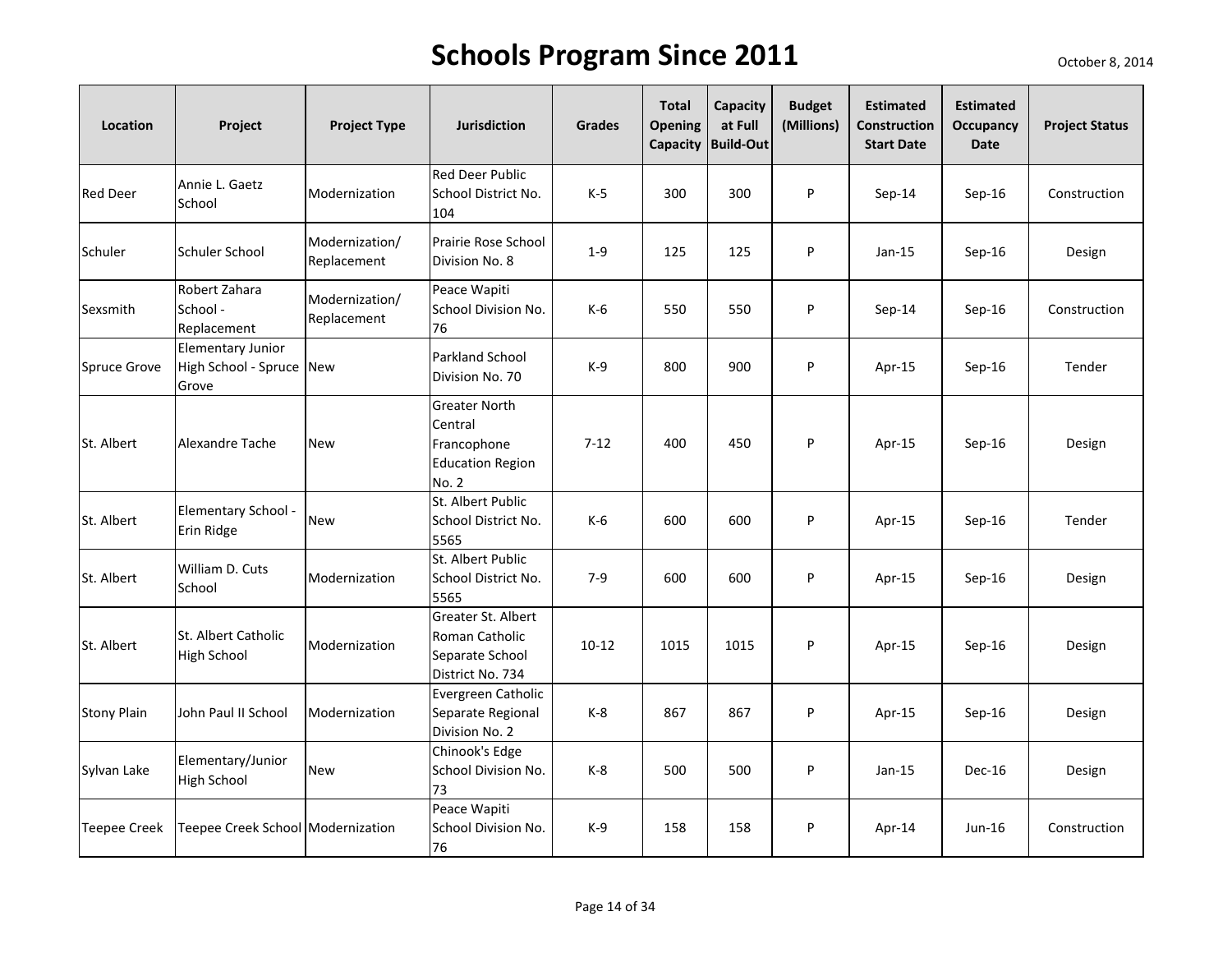# Schools Program Since 2011

October 8, 2014

| Location | Project | Project Type | Jurisdiction | Grades | Total Opening Capacity | Capacity at Full Build-Out | Budget (Millions) | Estimated Construction Start Date | Estimated Occupancy Date | Project Status |
|---|---|---|---|---|---|---|---|---|---|---|
| Red Deer | Annie L. Gaetz School | Modernization | Red Deer Public School District No. 104 | K-5 | 300 | 300 | P | Sep-14 | Sep-16 | Construction |
| Schuler | Schuler School | Modernization/ Replacement | Prairie Rose School Division No. 8 | 1-9 | 125 | 125 | P | Jan-15 | Sep-16 | Design |
| Sexsmith | Robert Zahara School - Replacement | Modernization/ Replacement | Peace Wapiti School Division No. 76 | K-6 | 550 | 550 | P | Sep-14 | Sep-16 | Construction |
| Spruce Grove | Elementary Junior High School - Spruce Grove | New | Parkland School Division No. 70 | K-9 | 800 | 900 | P | Apr-15 | Sep-16 | Tender |
| St. Albert | Alexandre Tache | New | Greater North Central Francophone Education Region No. 2 | 7-12 | 400 | 450 | P | Apr-15 | Sep-16 | Design |
| St. Albert | Elementary School - Erin Ridge | New | St. Albert Public School District No. 5565 | K-6 | 600 | 600 | P | Apr-15 | Sep-16 | Tender |
| St. Albert | William D. Cuts School | Modernization | St. Albert Public School District No. 5565 | 7-9 | 600 | 600 | P | Apr-15 | Sep-16 | Design |
| St. Albert | St. Albert Catholic High School | Modernization | Greater St. Albert Roman Catholic Separate School District No. 734 | 10-12 | 1015 | 1015 | P | Apr-15 | Sep-16 | Design |
| Stony Plain | John Paul II School | Modernization | Evergreen Catholic Separate Regional Division No. 2 | K-8 | 867 | 867 | P | Apr-15 | Sep-16 | Design |
| Sylvan Lake | Elementary/Junior High School | New | Chinook's Edge School Division No. 73 | K-8 | 500 | 500 | P | Jan-15 | Dec-16 | Design |
| Teepee Creek | Teepee Creek School | Modernization | Peace Wapiti School Division No. 76 | K-9 | 158 | 158 | P | Apr-14 | Jun-16 | Construction |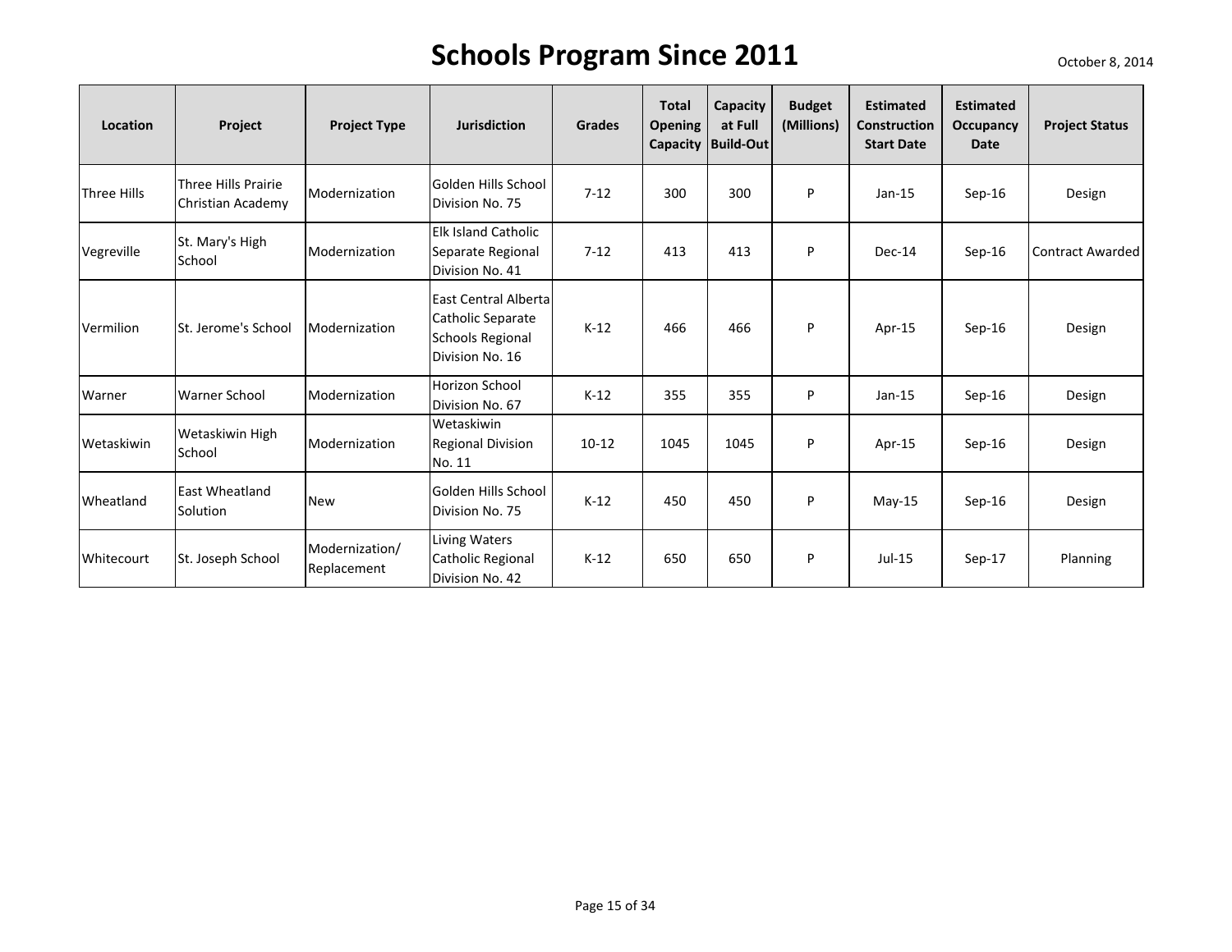# Schools Program Since 2011

October 8, 2014

| Location | Project | Project Type | Jurisdiction | Grades | Total Opening Capacity | Capacity at Full Build-Out | Budget (Millions) | Estimated Construction Start Date | Estimated Occupancy Date | Project Status |
|---|---|---|---|---|---|---|---|---|---|---|
| Three Hills | Three Hills Prairie Christian Academy | Modernization | Golden Hills School Division No. 75 | 7-12 | 300 | 300 | P | Jan-15 | Sep-16 | Design |
| Vegreville | St. Mary's High School | Modernization | Elk Island Catholic Separate Regional Division No. 41 | 7-12 | 413 | 413 | P | Dec-14 | Sep-16 | Contract Awarded |
| Vermilion | St. Jerome's School | Modernization | East Central Alberta Catholic Separate Schools Regional Division No. 16 | K-12 | 466 | 466 | P | Apr-15 | Sep-16 | Design |
| Warner | Warner School | Modernization | Horizon School Division No. 67 | K-12 | 355 | 355 | P | Jan-15 | Sep-16 | Design |
| Wetaskiwin | Wetaskiwin High School | Modernization | Wetaskiwin Regional Division No. 11 | 10-12 | 1045 | 1045 | P | Apr-15 | Sep-16 | Design |
| Wheatland | East Wheatland Solution | New | Golden Hills School Division No. 75 | K-12 | 450 | 450 | P | May-15 | Sep-16 | Design |
| Whitecourt | St. Joseph School | Modernization/ Replacement | Living Waters Catholic Regional Division No. 42 | K-12 | 650 | 650 | P | Jul-15 | Sep-17 | Planning |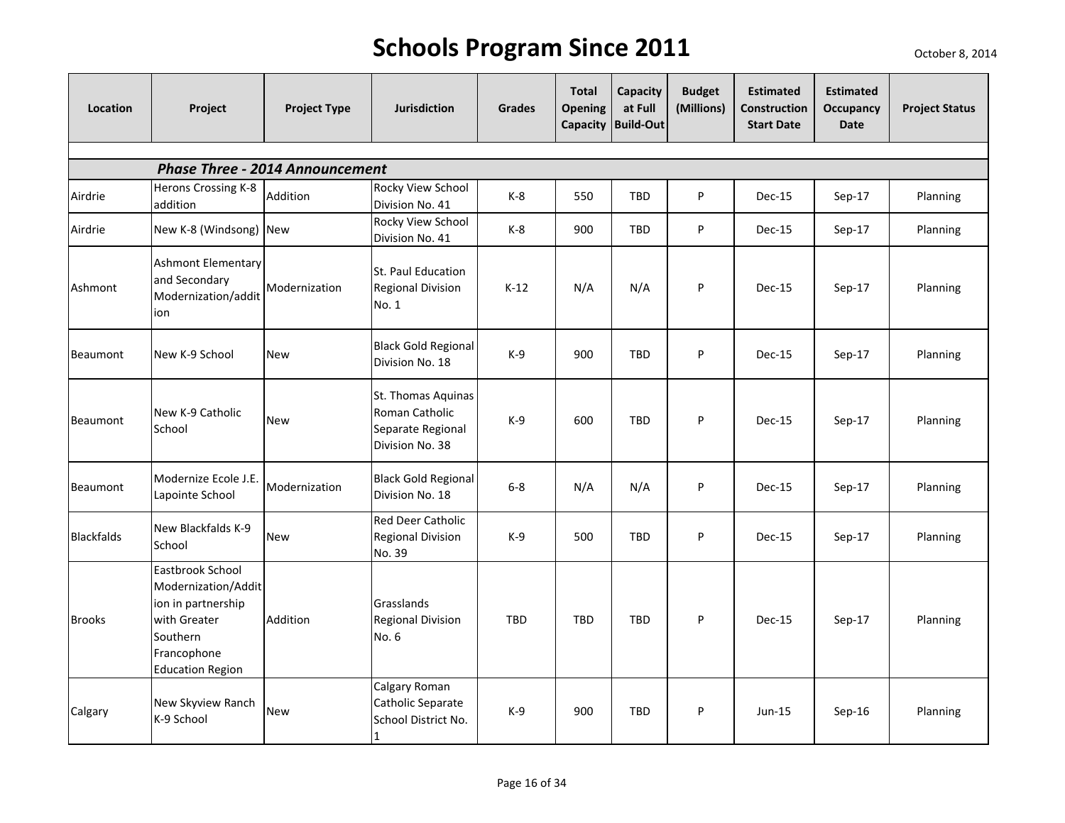# Schools Program Since 2011

October 8, 2014

| Location | Project | Project Type | Jurisdiction | Grades | Total Opening Capacity | Capacity at Full Build-Out | Budget (Millions) | Estimated Construction Start Date | Estimated Occupancy Date | Project Status |
|---|---|---|---|---|---|---|---|---|---|---|
| | ***Phase Three - 2014 Announcement*** | | | | | | | | | |
| Airdrie | Herons Crossing K-8 addition | Addition | Rocky View School Division No. 41 | K-8 | 550 | TBD | P | Dec-15 | Sep-17 | Planning |
| Airdrie | New K-8 (Windsong) | New | Rocky View School Division No. 41 | K-8 | 900 | TBD | P | Dec-15 | Sep-17 | Planning |
| Ashmont | Ashmont Elementary and Secondary Modernization/addition | Modernization | St. Paul Education Regional Division No. 1 | K-12 | N/A | N/A | P | Dec-15 | Sep-17 | Planning |
| Beaumont | New K-9 School | New | Black Gold Regional Division No. 18 | K-9 | 900 | TBD | P | Dec-15 | Sep-17 | Planning |
| Beaumont | New K-9 Catholic School | New | St. Thomas Aquinas Roman Catholic Separate Regional Division No. 38 | K-9 | 600 | TBD | P | Dec-15 | Sep-17 | Planning |
| Beaumont | Modernize Ecole J.E. Lapointe School | Modernization | Black Gold Regional Division No. 18 | 6-8 | N/A | N/A | P | Dec-15 | Sep-17 | Planning |
| Blackfalds | New Blackfalds K-9 School | New | Red Deer Catholic Regional Division No. 39 | K-9 | 500 | TBD | P | Dec-15 | Sep-17 | Planning |
| Brooks | Eastbrook School Modernization/Addition in partnership with Greater Southern Francophone Education Region | Addition | Grasslands Regional Division No. 6 | TBD | TBD | TBD | P | Dec-15 | Sep-17 | Planning |
| Calgary | New Skyview Ranch K-9 School | New | Calgary Roman Catholic Separate School District No. 1 | K-9 | 900 | TBD | P | Jun-15 | Sep-16 | Planning |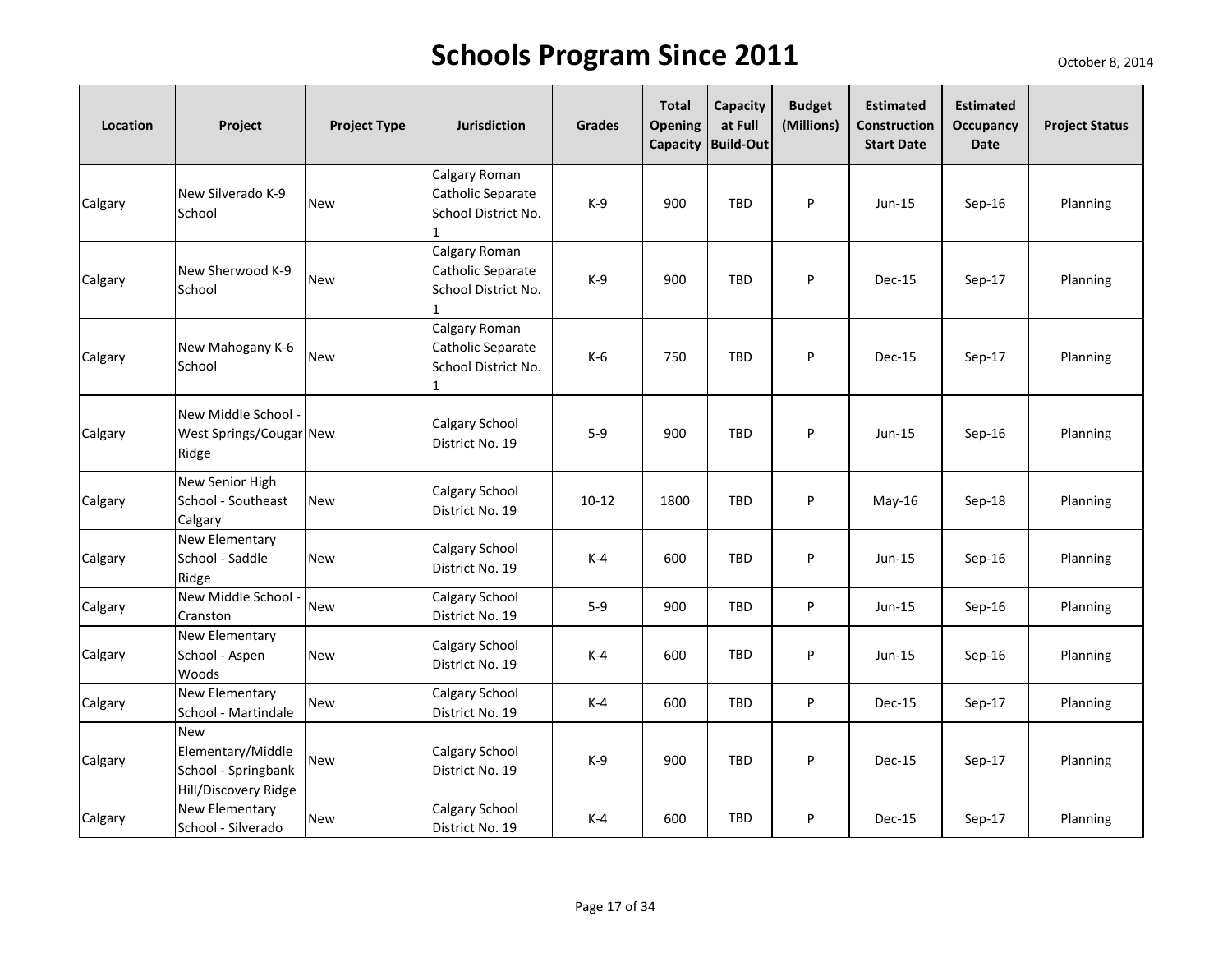# Schools Program Since 2011

October 8, 2014

| Location | Project | Project Type | Jurisdiction | Grades | Total Opening Capacity | Capacity at Full Build-Out | Budget (Millions) | Estimated Construction Start Date | Estimated Occupancy Date | Project Status |
|---|---|---|---|---|---|---|---|---|---|---|
| Calgary | New Silverado K-9 School | New | Calgary Roman Catholic Separate School District No. 1 | K-9 | 900 | TBD | P | Jun-15 | Sep-16 | Planning |
| Calgary | New Sherwood K-9 School | New | Calgary Roman Catholic Separate School District No. 1 | K-9 | 900 | TBD | P | Dec-15 | Sep-17 | Planning |
| Calgary | New Mahogany K-6 School | New | Calgary Roman Catholic Separate School District No. 1 | K-6 | 750 | TBD | P | Dec-15 | Sep-17 | Planning |
| Calgary | New Middle School - West Springs/Cougar Ridge | New | Calgary School District No. 19 | 5-9 | 900 | TBD | P | Jun-15 | Sep-16 | Planning |
| Calgary | New Senior High School - Southeast Calgary | New | Calgary School District No. 19 | 10-12 | 1800 | TBD | P | May-16 | Sep-18 | Planning |
| Calgary | New Elementary School - Saddle Ridge | New | Calgary School District No. 19 | K-4 | 600 | TBD | P | Jun-15 | Sep-16 | Planning |
| Calgary | New Middle School - Cranston | New | Calgary School District No. 19 | 5-9 | 900 | TBD | P | Jun-15 | Sep-16 | Planning |
| Calgary | New Elementary School - Aspen Woods | New | Calgary School District No. 19 | K-4 | 600 | TBD | P | Jun-15 | Sep-16 | Planning |
| Calgary | New Elementary School - Martindale | New | Calgary School District No. 19 | K-4 | 600 | TBD | P | Dec-15 | Sep-17 | Planning |
| Calgary | New Elementary/Middle School - Springbank Hill/Discovery Ridge | New | Calgary School District No. 19 | K-9 | 900 | TBD | P | Dec-15 | Sep-17 | Planning |
| Calgary | New Elementary School - Silverado | New | Calgary School District No. 19 | K-4 | 600 | TBD | P | Dec-15 | Sep-17 | Planning |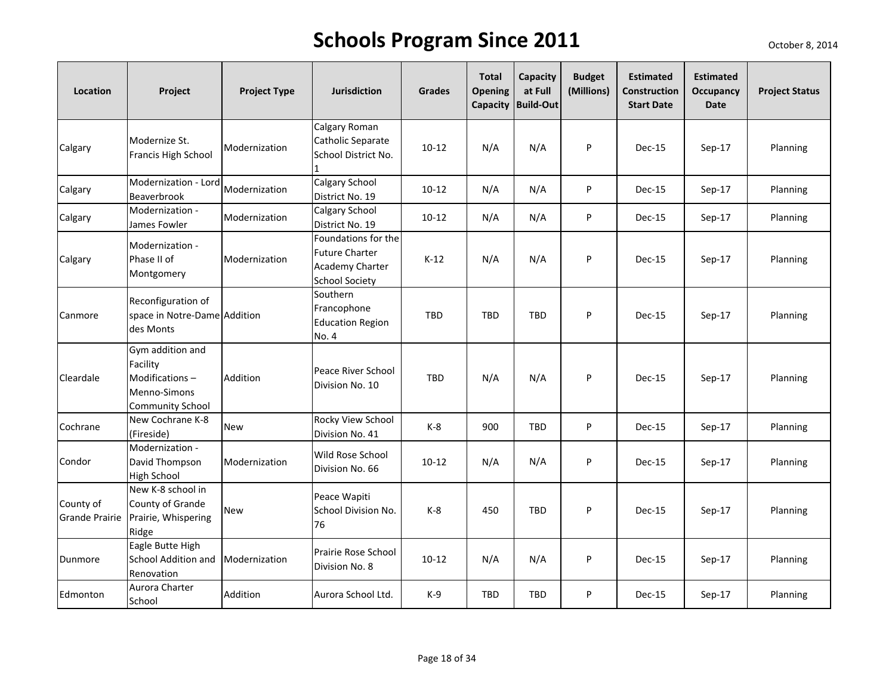# Schools Program Since 2011

October 8, 2014

| Location | Project | Project Type | Jurisdiction | Grades | Total Opening Capacity | Capacity at Full Build-Out | Budget (Millions) | Estimated Construction Start Date | Estimated Occupancy Date | Project Status |
|---|---|---|---|---|---|---|---|---|---|---|
| Calgary | Modernize St. Francis High School | Modernization | Calgary Roman Catholic Separate School District No. 1 | 10-12 | N/A | N/A | P | Dec-15 | Sep-17 | Planning |
| Calgary | Modernization - Lord Beaverbrook | Modernization | Calgary School District No. 19 | 10-12 | N/A | N/A | P | Dec-15 | Sep-17 | Planning |
| Calgary | Modernization - James Fowler | Modernization | Calgary School District No. 19 | 10-12 | N/A | N/A | P | Dec-15 | Sep-17 | Planning |
| Calgary | Modernization - Phase II of Montgomery | Modernization | Foundations for the Future Charter Academy Charter School Society | K-12 | N/A | N/A | P | Dec-15 | Sep-17 | Planning |
| Canmore | Reconfiguration of space in Notre-Dame des Monts | Addition | Southern Francophone Education Region No. 4 | TBD | TBD | TBD | P | Dec-15 | Sep-17 | Planning |
| Cleardale | Gym addition and Facility Modifications – Menno-Simons Community School | Addition | Peace River School Division No. 10 | TBD | N/A | N/A | P | Dec-15 | Sep-17 | Planning |
| Cochrane | New Cochrane K-8 (Fireside) | New | Rocky View School Division No. 41 | K-8 | 900 | TBD | P | Dec-15 | Sep-17 | Planning |
| Condor | Modernization - David Thompson High School | Modernization | Wild Rose School Division No. 66 | 10-12 | N/A | N/A | P | Dec-15 | Sep-17 | Planning |
| County of Grande Prairie | New K-8 school in County of Grande Prairie, Whispering Ridge | New | Peace Wapiti School Division No. 76 | K-8 | 450 | TBD | P | Dec-15 | Sep-17 | Planning |
| Dunmore | Eagle Butte High School Addition and Renovation | Modernization | Prairie Rose School Division No. 8 | 10-12 | N/A | N/A | P | Dec-15 | Sep-17 | Planning |
| Edmonton | Aurora Charter School | Addition | Aurora School Ltd. | K-9 | TBD | TBD | P | Dec-15 | Sep-17 | Planning |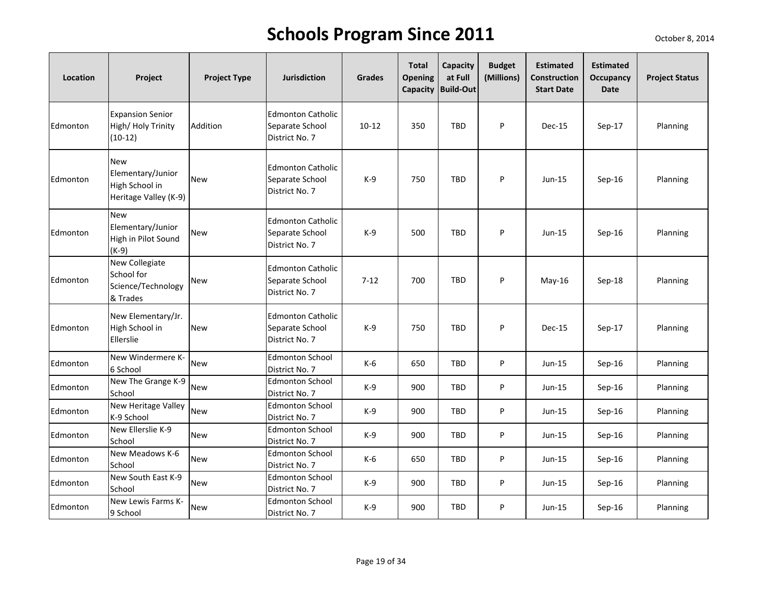# Schools Program Since 2011

October 8, 2014

| Location | Project | Project Type | Jurisdiction | Grades | Total Opening Capacity | Capacity at Full Build-Out | Budget (Millions) | Estimated Construction Start Date | Estimated Occupancy Date | Project Status |
|---|---|---|---|---|---|---|---|---|---|---|
| Edmonton | Expansion Senior High/ Holy Trinity (10-12) | Addition | Edmonton Catholic Separate School District No. 7 | 10-12 | 350 | TBD | P | Dec-15 | Sep-17 | Planning |
| Edmonton | New Elementary/Junior High School in Heritage Valley (K-9) | New | Edmonton Catholic Separate School District No. 7 | K-9 | 750 | TBD | P | Jun-15 | Sep-16 | Planning |
| Edmonton | New Elementary/Junior High in Pilot Sound (K-9) | New | Edmonton Catholic Separate School District No. 7 | K-9 | 500 | TBD | P | Jun-15 | Sep-16 | Planning |
| Edmonton | New Collegiate School for Science/Technology & Trades | New | Edmonton Catholic Separate School District No. 7 | 7-12 | 700 | TBD | P | May-16 | Sep-18 | Planning |
| Edmonton | New Elementary/Jr. High School in Ellerslie | New | Edmonton Catholic Separate School District No. 7 | K-9 | 750 | TBD | P | Dec-15 | Sep-17 | Planning |
| Edmonton | New Windermere K-6 School | New | Edmonton School District No. 7 | K-6 | 650 | TBD | P | Jun-15 | Sep-16 | Planning |
| Edmonton | New The Grange K-9 School | New | Edmonton School District No. 7 | K-9 | 900 | TBD | P | Jun-15 | Sep-16 | Planning |
| Edmonton | New Heritage Valley K-9 School | New | Edmonton School District No. 7 | K-9 | 900 | TBD | P | Jun-15 | Sep-16 | Planning |
| Edmonton | New Ellerslie K-9 School | New | Edmonton School District No. 7 | K-9 | 900 | TBD | P | Jun-15 | Sep-16 | Planning |
| Edmonton | New Meadows K-6 School | New | Edmonton School District No. 7 | K-6 | 650 | TBD | P | Jun-15 | Sep-16 | Planning |
| Edmonton | New South East K-9 School | New | Edmonton School District No. 7 | K-9 | 900 | TBD | P | Jun-15 | Sep-16 | Planning |
| Edmonton | New Lewis Farms K-9 School | New | Edmonton School District No. 7 | K-9 | 900 | TBD | P | Jun-15 | Sep-16 | Planning |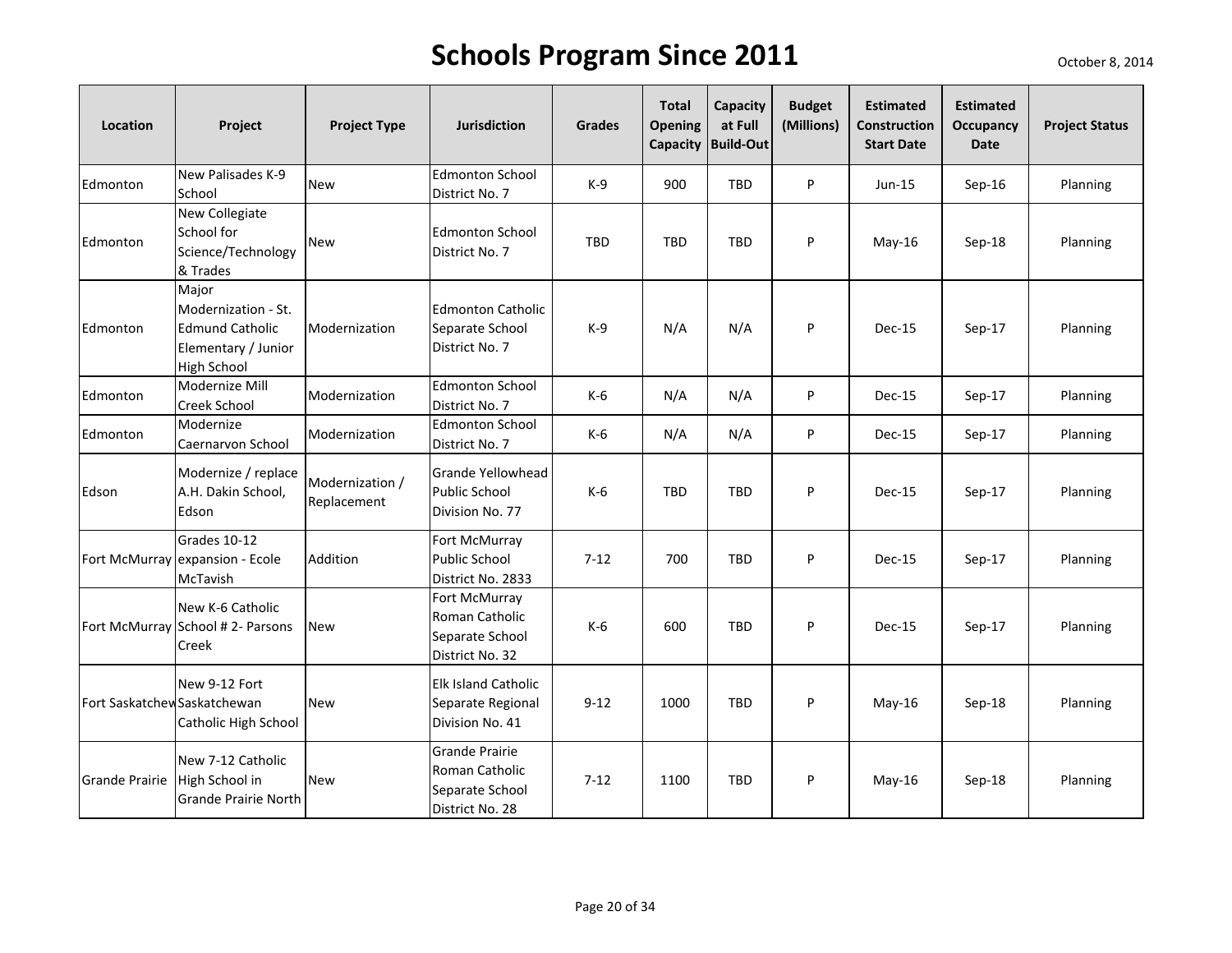# Schools Program Since 2011

October 8, 2014

| Location | Project | Project Type | Jurisdiction | Grades | Total Opening Capacity | Capacity at Full Build-Out | Budget (Millions) | Estimated Construction Start Date | Estimated Occupancy Date | Project Status |
|---|---|---|---|---|---|---|---|---|---|---|
| Edmonton | New Palisades K-9 School | New | Edmonton School District No. 7 | K-9 | 900 | TBD | P | Jun-15 | Sep-16 | Planning |
| Edmonton | New Collegiate School for Science/Technology & Trades | New | Edmonton School District No. 7 | TBD | TBD | TBD | P | May-16 | Sep-18 | Planning |
| Edmonton | Major Modernization - St. Edmund Catholic Elementary / Junior High School | Modernization | Edmonton Catholic Separate School District No. 7 | K-9 | N/A | N/A | P | Dec-15 | Sep-17 | Planning |
| Edmonton | Modernize Mill Creek School | Modernization | Edmonton School District No. 7 | K-6 | N/A | N/A | P | Dec-15 | Sep-17 | Planning |
| Edmonton | Modernize Caernarvon School | Modernization | Edmonton School District No. 7 | K-6 | N/A | N/A | P | Dec-15 | Sep-17 | Planning |
| Edson | Modernize / replace A.H. Dakin School, Edson | Modernization / Replacement | Grande Yellowhead Public School Division No. 77 | K-6 | TBD | TBD | P | Dec-15 | Sep-17 | Planning |
| Fort McMurray | Grades 10-12 expansion - Ecole McTavish | Addition | Fort McMurray Public School District No. 2833 | 7-12 | 700 | TBD | P | Dec-15 | Sep-17 | Planning |
| Fort McMurray | New K-6 Catholic School # 2- Parsons Creek | New | Fort McMurray Roman Catholic Separate School District No. 32 | K-6 | 600 | TBD | P | Dec-15 | Sep-17 | Planning |
| Fort Saskatchewan | New 9-12 Fort Saskatchewan Catholic High School | New | Elk Island Catholic Separate Regional Division No. 41 | 9-12 | 1000 | TBD | P | May-16 | Sep-18 | Planning |
| Grande Prairie | New 7-12 Catholic High School in Grande Prairie North | New | Grande Prairie Roman Catholic Separate School District No. 28 | 7-12 | 1100 | TBD | P | May-16 | Sep-18 | Planning |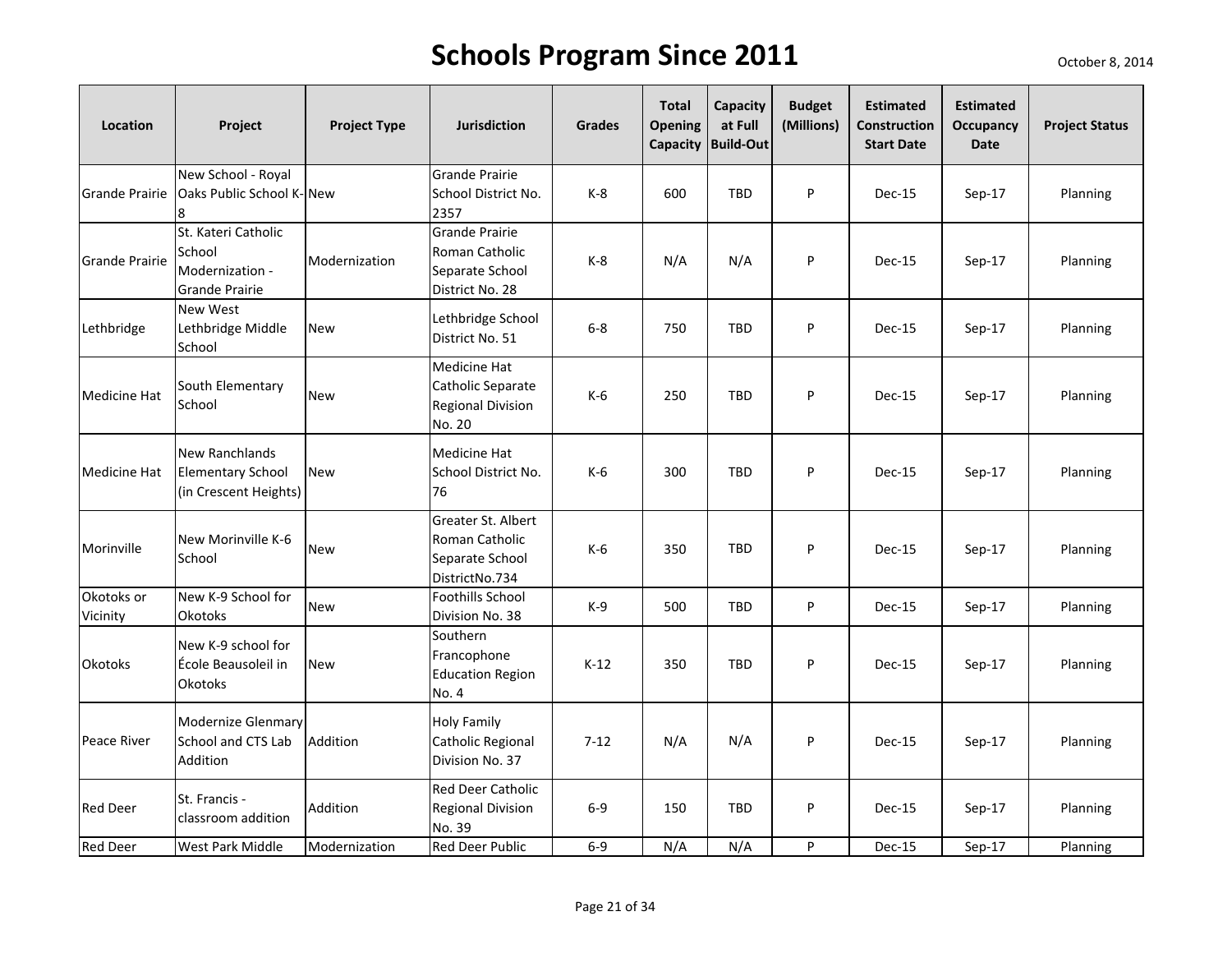# Schools Program Since 2011

October 8, 2014

| Location | Project | Project Type | Jurisdiction | Grades | Total Opening Capacity | Capacity at Full Build-Out | Budget (Millions) | Estimated Construction Start Date | Estimated Occupancy Date | Project Status |
|---|---|---|---|---|---|---|---|---|---|---|
| Grande Prairie | New School - Royal Oaks Public School K-8 | New | Grande Prairie School District No. 2357 | K-8 | 600 | TBD | P | Dec-15 | Sep-17 | Planning |
| Grande Prairie | St. Kateri Catholic School Modernization - Grande Prairie | Modernization | Grande Prairie Roman Catholic Separate School District No. 28 | K-8 | N/A | N/A | P | Dec-15 | Sep-17 | Planning |
| Lethbridge | New West Lethbridge Middle School | New | Lethbridge School District No. 51 | 6-8 | 750 | TBD | P | Dec-15 | Sep-17 | Planning |
| Medicine Hat | South Elementary School | New | Medicine Hat Catholic Separate Regional Division No. 20 | K-6 | 250 | TBD | P | Dec-15 | Sep-17 | Planning |
| Medicine Hat | New Ranchlands Elementary School (in Crescent Heights) | New | Medicine Hat School District No. 76 | K-6 | 300 | TBD | P | Dec-15 | Sep-17 | Planning |
| Morinville | New Morinville K-6 School | New | Greater St. Albert Roman Catholic Separate School DistrictNo.734 | K-6 | 350 | TBD | P | Dec-15 | Sep-17 | Planning |
| Okotoks or Vicinity | New K-9 School for Okotoks | New | Foothills School Division No. 38 | K-9 | 500 | TBD | P | Dec-15 | Sep-17 | Planning |
| Okotoks | New K-9 school for École Beausoleil in Okotoks | New | Southern Francophone Education Region No. 4 | K-12 | 350 | TBD | P | Dec-15 | Sep-17 | Planning |
| Peace River | Modernize Glenmary School and CTS Lab Addition | Addition | Holy Family Catholic Regional Division No. 37 | 7-12 | N/A | N/A | P | Dec-15 | Sep-17 | Planning |
| Red Deer | St. Francis - classroom addition | Addition | Red Deer Catholic Regional Division No. 39 | 6-9 | 150 | TBD | P | Dec-15 | Sep-17 | Planning |
| Red Deer | West Park Middle | Modernization | Red Deer Public | 6-9 | N/A | N/A | P | Dec-15 | Sep-17 | Planning |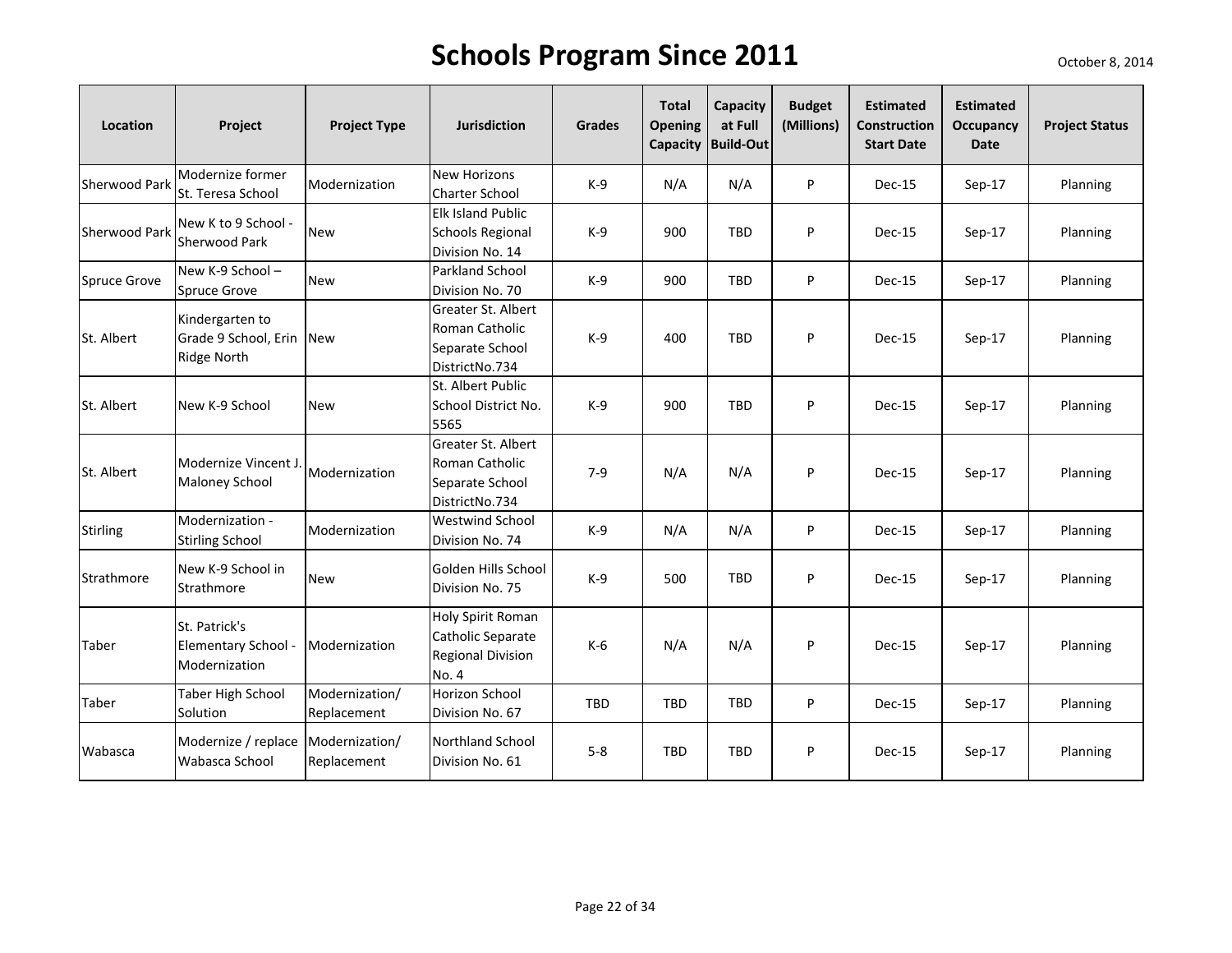# Schools Program Since 2011

October 8, 2014

| Location | Project | Project Type | Jurisdiction | Grades | Total Opening Capacity | Capacity at Full Build-Out | Budget (Millions) | Estimated Construction Start Date | Estimated Occupancy Date | Project Status |
|---|---|---|---|---|---|---|---|---|---|---|
| Sherwood Park | Modernize former St. Teresa School | Modernization | New Horizons Charter School | K-9 | N/A | N/A | P | Dec-15 | Sep-17 | Planning |
| Sherwood Park | New K to 9 School - Sherwood Park | New | Elk Island Public Schools Regional Division No. 14 | K-9 | 900 | TBD | P | Dec-15 | Sep-17 | Planning |
| Spruce Grove | New K-9 School – Spruce Grove | New | Parkland School Division No. 70 | K-9 | 900 | TBD | P | Dec-15 | Sep-17 | Planning |
| St. Albert | Kindergarten to Grade 9 School, Erin Ridge North | New | Greater St. Albert Roman Catholic Separate School DistrictNo.734 | K-9 | 400 | TBD | P | Dec-15 | Sep-17 | Planning |
| St. Albert | New K-9 School | New | St. Albert Public School District No. 5565 | K-9 | 900 | TBD | P | Dec-15 | Sep-17 | Planning |
| St. Albert | Modernize Vincent J. Maloney School | Modernization | Greater St. Albert Roman Catholic Separate School DistrictNo.734 | 7-9 | N/A | N/A | P | Dec-15 | Sep-17 | Planning |
| Stirling | Modernization - Stirling School | Modernization | Westwind School Division No. 74 | K-9 | N/A | N/A | P | Dec-15 | Sep-17 | Planning |
| Strathmore | New K-9 School in Strathmore | New | Golden Hills School Division No. 75 | K-9 | 500 | TBD | P | Dec-15 | Sep-17 | Planning |
| Taber | St. Patrick's Elementary School - Modernization | Modernization | Holy Spirit Roman Catholic Separate Regional Division No. 4 | K-6 | N/A | N/A | P | Dec-15 | Sep-17 | Planning |
| Taber | Taber High School Solution | Modernization/ Replacement | Horizon School Division No. 67 | TBD | TBD | TBD | P | Dec-15 | Sep-17 | Planning |
| Wabasca | Modernize / replace Wabasca School | Modernization/ Replacement | Northland School Division No. 61 | 5-8 | TBD | TBD | P | Dec-15 | Sep-17 | Planning |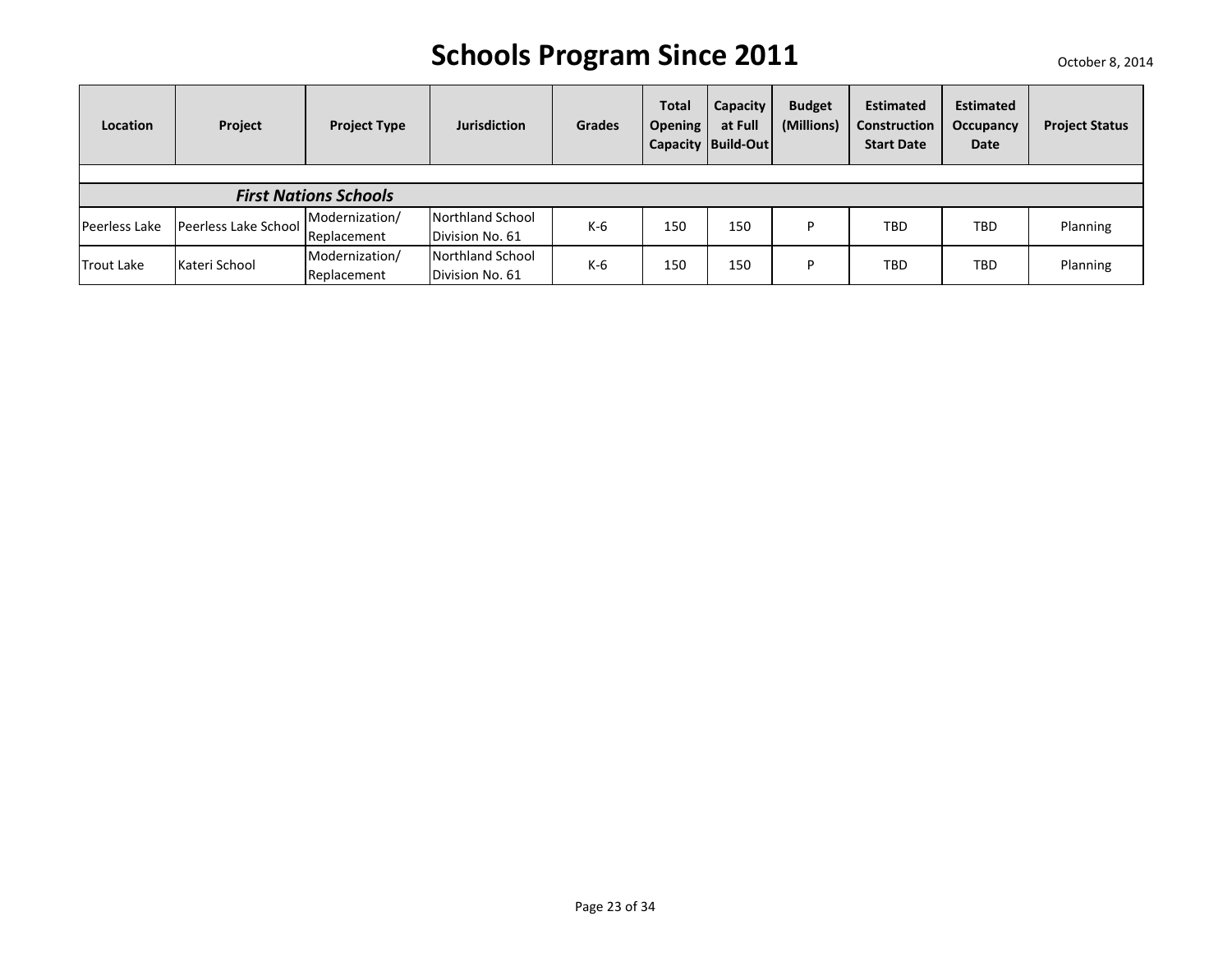# Schools Program Since 2011

October 8, 2014

| Location | Project | Project Type | Jurisdiction | Grades | Total Opening Capacity | Capacity at Full Build-Out | Budget (Millions) | Estimated Construction Start Date | Estimated Occupancy Date | Project Status |
|---|---|---|---|---|---|---|---|---|---|---|
| | | | | | | | | | | |
| ***First Nations Schools*** | | | | | | | | | | |
| Peerless Lake | Peerless Lake School | Modernization/ Replacement | Northland School Division No. 61 | K-6 | 150 | 150 | P | TBD | TBD | Planning |
| Trout Lake | Kateri School | Modernization/ Replacement | Northland School Division No. 61 | K-6 | 150 | 150 | P | TBD | TBD | Planning |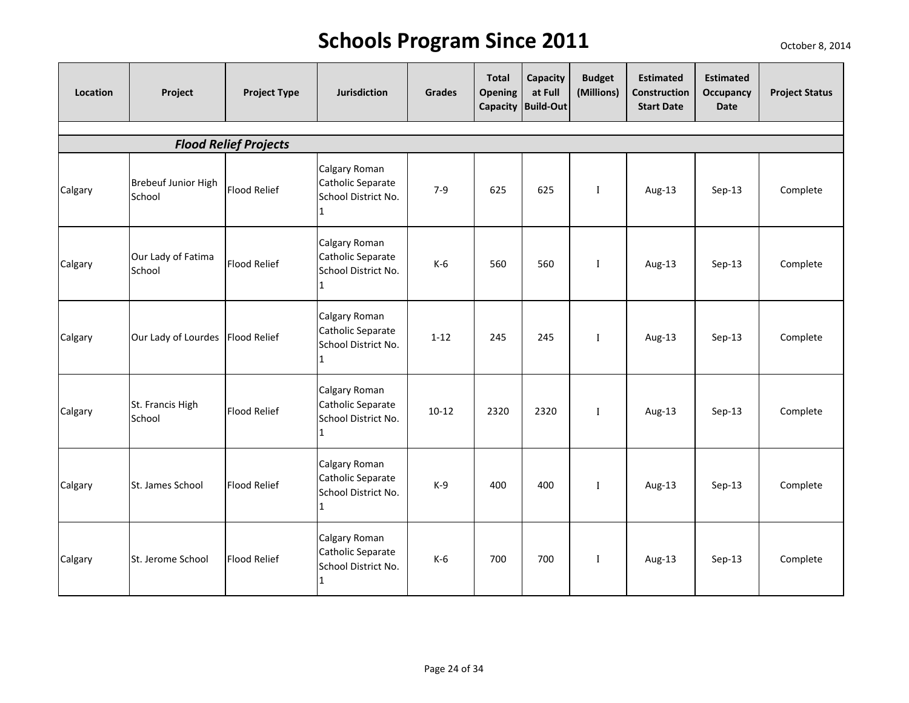# Schools Program Since 2011

October 8, 2014

| Location | Project | Project Type | Jurisdiction | Grades | Total Opening Capacity | Capacity at Full Build-Out | Budget (Millions) | Estimated Construction Start Date | Estimated Occupancy Date | Project Status |
|---|---|---|---|---|---|---|---|---|---|---|
| ***Flood Relief Projects*** | | | | | | | | | | |
| Calgary | Brebeuf Junior High School | Flood Relief | Calgary Roman Catholic Separate School District No. 1 | 7-9 | 625 | 625 | I | Aug-13 | Sep-13 | Complete |
| Calgary | Our Lady of Fatima School | Flood Relief | Calgary Roman Catholic Separate School District No. 1 | K-6 | 560 | 560 | I | Aug-13 | Sep-13 | Complete |
| Calgary | Our Lady of Lourdes | Flood Relief | Calgary Roman Catholic Separate School District No. 1 | 1-12 | 245 | 245 | I | Aug-13 | Sep-13 | Complete |
| Calgary | St. Francis High School | Flood Relief | Calgary Roman Catholic Separate School District No. 1 | 10-12 | 2320 | 2320 | I | Aug-13 | Sep-13 | Complete |
| Calgary | St. James School | Flood Relief | Calgary Roman Catholic Separate School District No. 1 | K-9 | 400 | 400 | I | Aug-13 | Sep-13 | Complete |
| Calgary | St. Jerome School | Flood Relief | Calgary Roman Catholic Separate School District No. 1 | K-6 | 700 | 700 | I | Aug-13 | Sep-13 | Complete |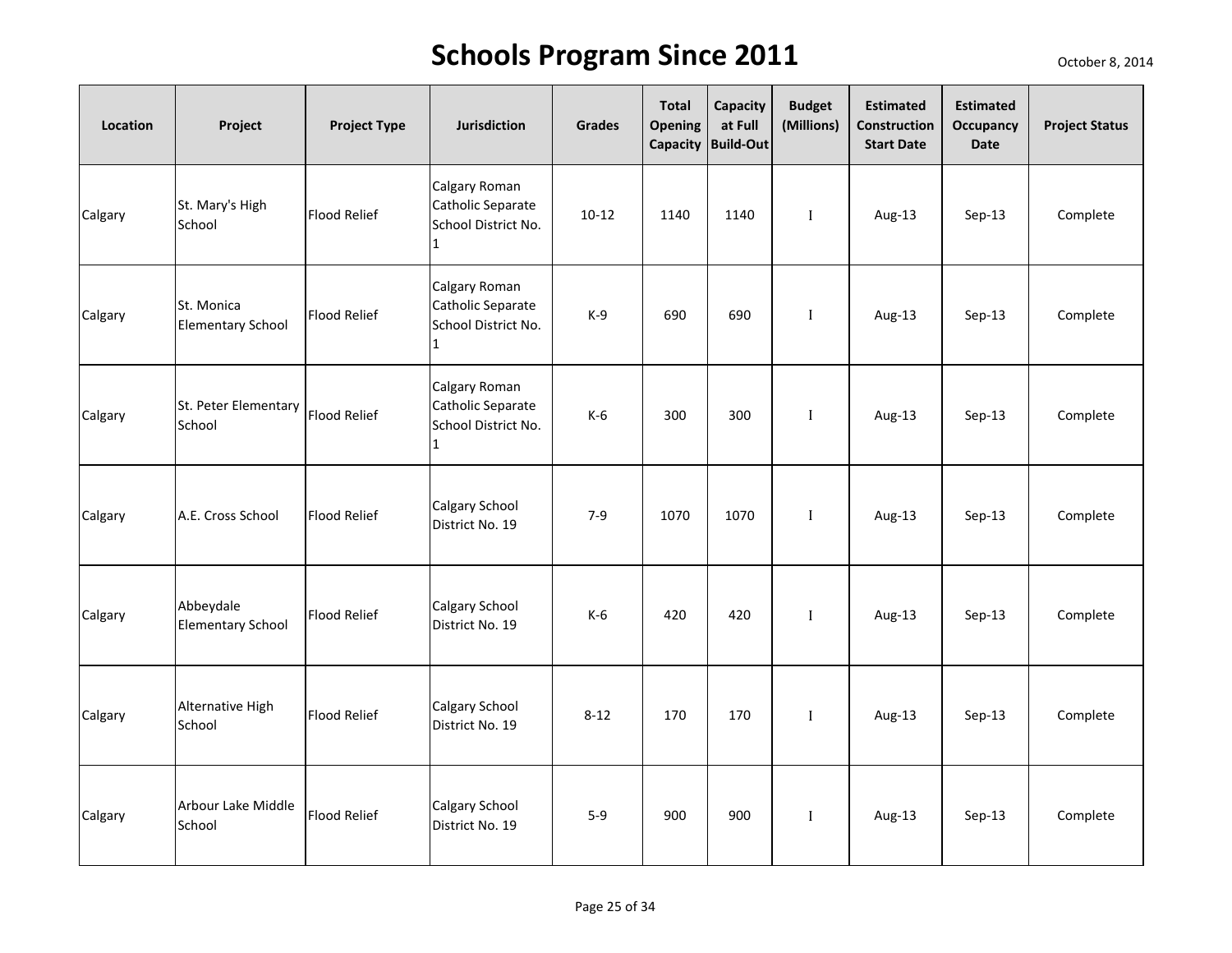# Schools Program Since 2011

October 8, 2014

| Location | Project | Project Type | Jurisdiction | Grades | Total Opening Capacity | Capacity at Full Build-Out | Budget (Millions) | Estimated Construction Start Date | Estimated Occupancy Date | Project Status |
|---|---|---|---|---|---|---|---|---|---|---|
| Calgary | St. Mary's High School | Flood Relief | Calgary Roman Catholic Separate School District No. 1 | 10-12 | 1140 | 1140 | I | Aug-13 | Sep-13 | Complete |
| Calgary | St. Monica Elementary School | Flood Relief | Calgary Roman Catholic Separate School District No. 1 | K-9 | 690 | 690 | I | Aug-13 | Sep-13 | Complete |
| Calgary | St. Peter Elementary School | Flood Relief | Calgary Roman Catholic Separate School District No. 1 | K-6 | 300 | 300 | I | Aug-13 | Sep-13 | Complete |
| Calgary | A.E. Cross School | Flood Relief | Calgary School District No. 19 | 7-9 | 1070 | 1070 | I | Aug-13 | Sep-13 | Complete |
| Calgary | Abbeydale Elementary School | Flood Relief | Calgary School District No. 19 | K-6 | 420 | 420 | I | Aug-13 | Sep-13 | Complete |
| Calgary | Alternative High School | Flood Relief | Calgary School District No. 19 | 8-12 | 170 | 170 | I | Aug-13 | Sep-13 | Complete |
| Calgary | Arbour Lake Middle School | Flood Relief | Calgary School District No. 19 | 5-9 | 900 | 900 | I | Aug-13 | Sep-13 | Complete |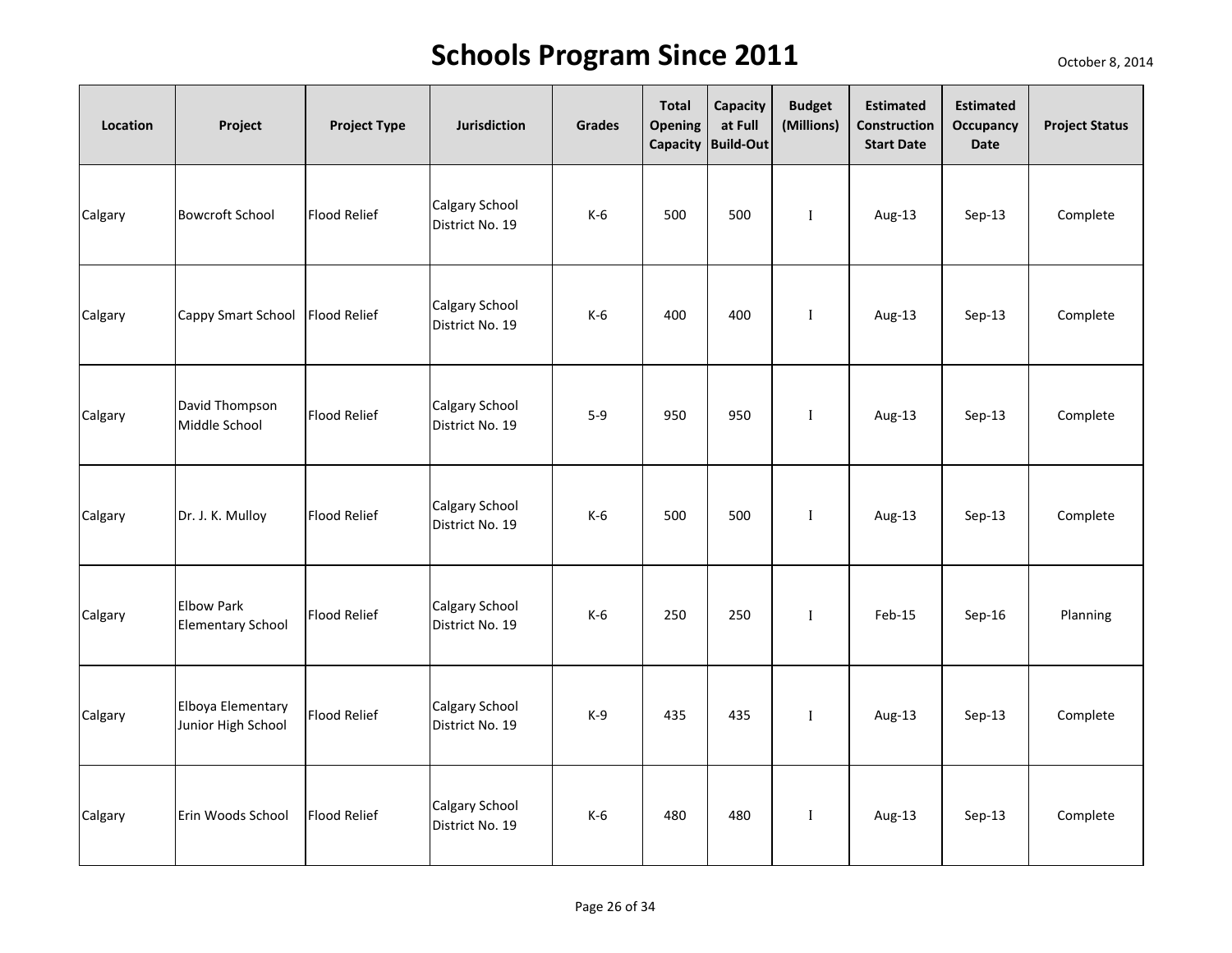# Schools Program Since 2011

October 8, 2014

| Location | Project | Project Type | Jurisdiction | Grades | Total Opening Capacity | Capacity at Full Build-Out | Budget (Millions) | Estimated Construction Start Date | Estimated Occupancy Date | Project Status |
|---|---|---|---|---|---|---|---|---|---|---|
| Calgary | Bowcroft School | Flood Relief | Calgary School District No. 19 | K-6 | 500 | 500 | I | Aug-13 | Sep-13 | Complete |
| Calgary | Cappy Smart School | Flood Relief | Calgary School District No. 19 | K-6 | 400 | 400 | I | Aug-13 | Sep-13 | Complete |
| Calgary | David Thompson Middle School | Flood Relief | Calgary School District No. 19 | 5-9 | 950 | 950 | I | Aug-13 | Sep-13 | Complete |
| Calgary | Dr. J. K. Mulloy | Flood Relief | Calgary School District No. 19 | K-6 | 500 | 500 | I | Aug-13 | Sep-13 | Complete |
| Calgary | Elbow Park Elementary School | Flood Relief | Calgary School District No. 19 | K-6 | 250 | 250 | I | Feb-15 | Sep-16 | Planning |
| Calgary | Elboya Elementary Junior High School | Flood Relief | Calgary School District No. 19 | K-9 | 435 | 435 | I | Aug-13 | Sep-13 | Complete |
| Calgary | Erin Woods School | Flood Relief | Calgary School District No. 19 | K-6 | 480 | 480 | I | Aug-13 | Sep-13 | Complete |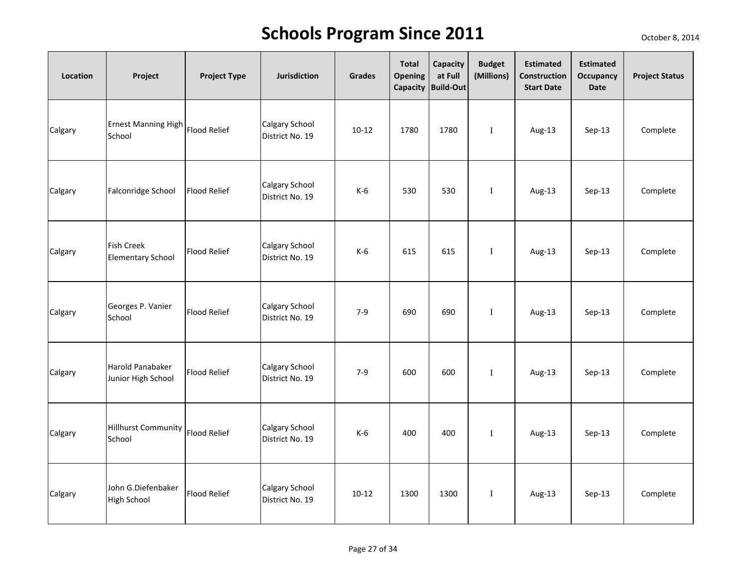# Schools Program Since 2011

October 8, 2014

| Location | Project | Project Type | Jurisdiction | Grades | Total Opening Capacity | Capacity at Full Build-Out | Budget (Millions) | Estimated Construction Start Date | Estimated Occupancy Date | Project Status |
|---|---|---|---|---|---|---|---|---|---|---|
| Calgary | Ernest Manning High School | Flood Relief | Calgary School District No. 19 | 10-12 | 1780 | 1780 | I | Aug-13 | Sep-13 | Complete |
| Calgary | Falconridge School | Flood Relief | Calgary School District No. 19 | K-6 | 530 | 530 | I | Aug-13 | Sep-13 | Complete |
| Calgary | Fish Creek Elementary School | Flood Relief | Calgary School District No. 19 | K-6 | 615 | 615 | I | Aug-13 | Sep-13 | Complete |
| Calgary | Georges P. Vanier School | Flood Relief | Calgary School District No. 19 | 7-9 | 690 | 690 | I | Aug-13 | Sep-13 | Complete |
| Calgary | Harold Panabaker Junior High School | Flood Relief | Calgary School District No. 19 | 7-9 | 600 | 600 | I | Aug-13 | Sep-13 | Complete |
| Calgary | Hillhurst Community School | Flood Relief | Calgary School District No. 19 | K-6 | 400 | 400 | I | Aug-13 | Sep-13 | Complete |
| Calgary | John G.Diefenbaker High School | Flood Relief | Calgary School District No. 19 | 10-12 | 1300 | 1300 | I | Aug-13 | Sep-13 | Complete |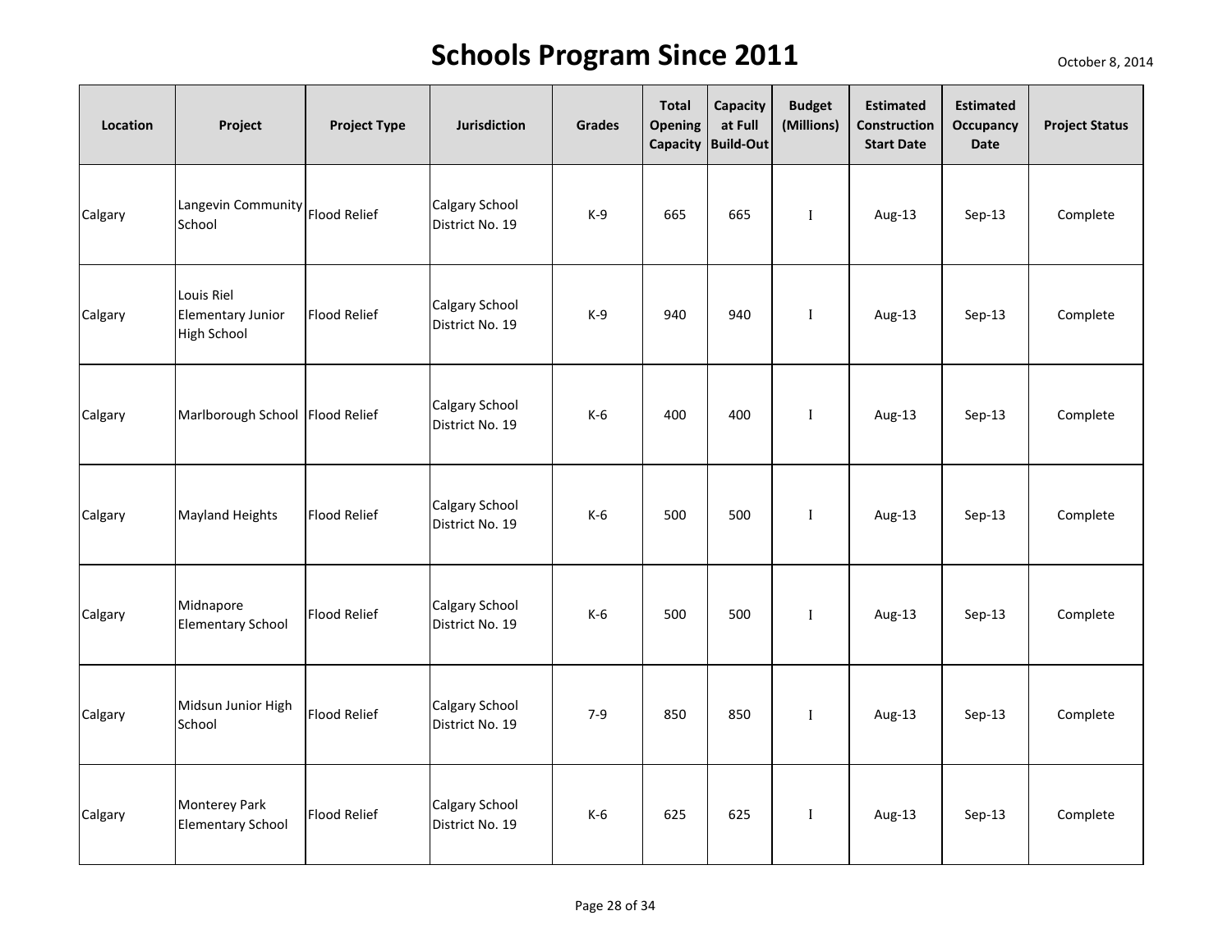# Schools Program Since 2011

October 8, 2014

| Location | Project | Project Type | Jurisdiction | Grades | Total Opening Capacity | Capacity at Full Build-Out | Budget (Millions) | Estimated Construction Start Date | Estimated Occupancy Date | Project Status |
|---|---|---|---|---|---|---|---|---|---|---|
| Calgary | Langevin Community School | Flood Relief | Calgary School District No. 19 | K-9 | 665 | 665 | I | Aug-13 | Sep-13 | Complete |
| Calgary | Louis Riel Elementary Junior High School | Flood Relief | Calgary School District No. 19 | K-9 | 940 | 940 | I | Aug-13 | Sep-13 | Complete |
| Calgary | Marlborough School | Flood Relief | Calgary School District No. 19 | K-6 | 400 | 400 | I | Aug-13 | Sep-13 | Complete |
| Calgary | Mayland Heights | Flood Relief | Calgary School District No. 19 | K-6 | 500 | 500 | I | Aug-13 | Sep-13 | Complete |
| Calgary | Midnapore Elementary School | Flood Relief | Calgary School District No. 19 | K-6 | 500 | 500 | I | Aug-13 | Sep-13 | Complete |
| Calgary | Midsun Junior High School | Flood Relief | Calgary School District No. 19 | 7-9 | 850 | 850 | I | Aug-13 | Sep-13 | Complete |
| Calgary | Monterey Park Elementary School | Flood Relief | Calgary School District No. 19 | K-6 | 625 | 625 | I | Aug-13 | Sep-13 | Complete |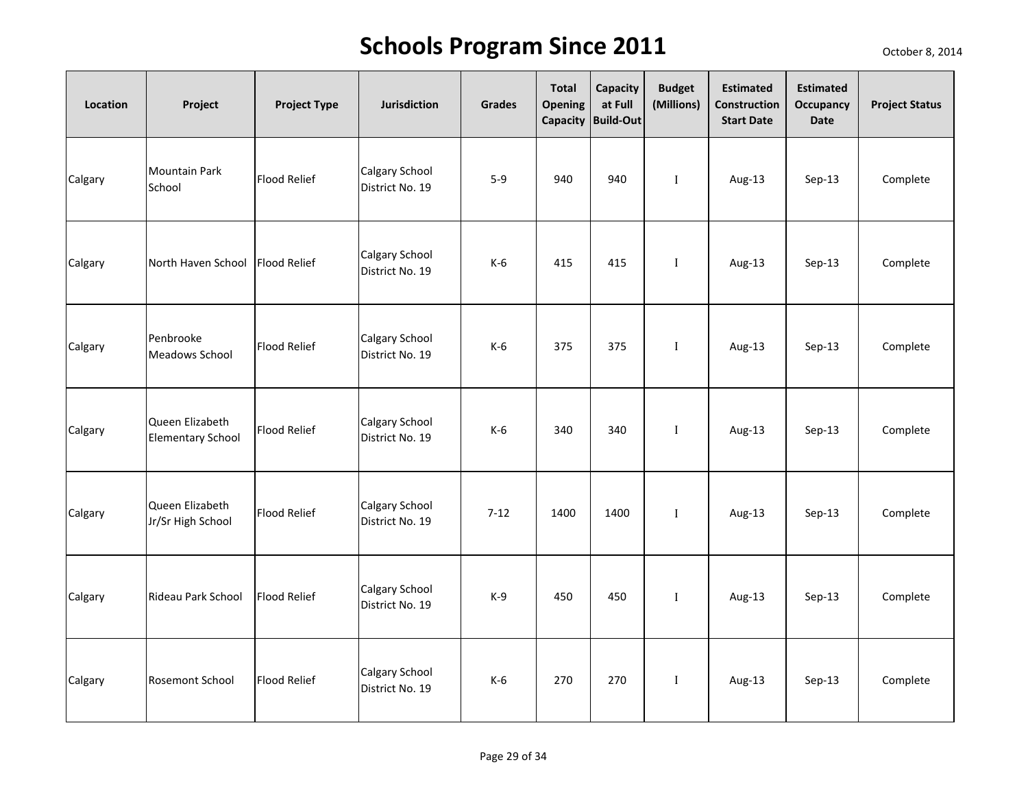# Schools Program Since 2011

October 8, 2014

| Location | Project | Project Type | Jurisdiction | Grades | Total Opening Capacity | Capacity at Full Build-Out | Budget (Millions) | Estimated Construction Start Date | Estimated Occupancy Date | Project Status |
|---|---|---|---|---|---|---|---|---|---|---|
| Calgary | Mountain Park School | Flood Relief | Calgary School District No. 19 | 5-9 | 940 | 940 | I | Aug-13 | Sep-13 | Complete |
| Calgary | North Haven School | Flood Relief | Calgary School District No. 19 | K-6 | 415 | 415 | I | Aug-13 | Sep-13 | Complete |
| Calgary | Penbrooke Meadows School | Flood Relief | Calgary School District No. 19 | K-6 | 375 | 375 | I | Aug-13 | Sep-13 | Complete |
| Calgary | Queen Elizabeth Elementary School | Flood Relief | Calgary School District No. 19 | K-6 | 340 | 340 | I | Aug-13 | Sep-13 | Complete |
| Calgary | Queen Elizabeth Jr/Sr High School | Flood Relief | Calgary School District No. 19 | 7-12 | 1400 | 1400 | I | Aug-13 | Sep-13 | Complete |
| Calgary | Rideau Park School | Flood Relief | Calgary School District No. 19 | K-9 | 450 | 450 | I | Aug-13 | Sep-13 | Complete |
| Calgary | Rosemont School | Flood Relief | Calgary School District No. 19 | K-6 | 270 | 270 | I | Aug-13 | Sep-13 | Complete |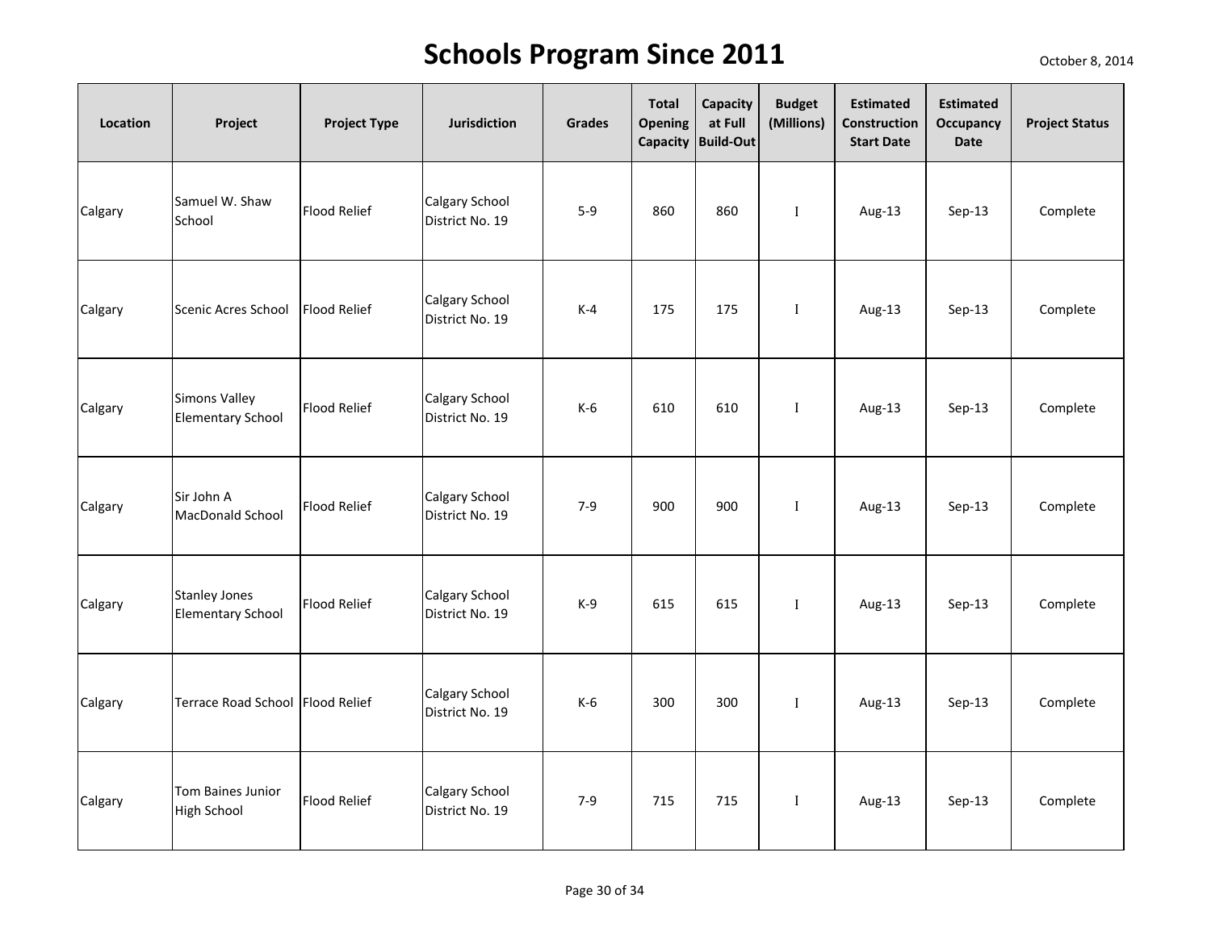# Schools Program Since 2011

October 8, 2014

| Location | Project | Project Type | Jurisdiction | Grades | Total Opening Capacity | Capacity at Full Build-Out | Budget (Millions) | Estimated Construction Start Date | Estimated Occupancy Date | Project Status |
|---|---|---|---|---|---|---|---|---|---|---|
| Calgary | Samuel W. Shaw School | Flood Relief | Calgary School District No. 19 | 5-9 | 860 | 860 | I | Aug-13 | Sep-13 | Complete |
| Calgary | Scenic Acres School | Flood Relief | Calgary School District No. 19 | K-4 | 175 | 175 | I | Aug-13 | Sep-13 | Complete |
| Calgary | Simons Valley Elementary School | Flood Relief | Calgary School District No. 19 | K-6 | 610 | 610 | I | Aug-13 | Sep-13 | Complete |
| Calgary | Sir John A MacDonald School | Flood Relief | Calgary School District No. 19 | 7-9 | 900 | 900 | I | Aug-13 | Sep-13 | Complete |
| Calgary | Stanley Jones Elementary School | Flood Relief | Calgary School District No. 19 | K-9 | 615 | 615 | I | Aug-13 | Sep-13 | Complete |
| Calgary | Terrace Road School | Flood Relief | Calgary School District No. 19 | K-6 | 300 | 300 | I | Aug-13 | Sep-13 | Complete |
| Calgary | Tom Baines Junior High School | Flood Relief | Calgary School District No. 19 | 7-9 | 715 | 715 | I | Aug-13 | Sep-13 | Complete |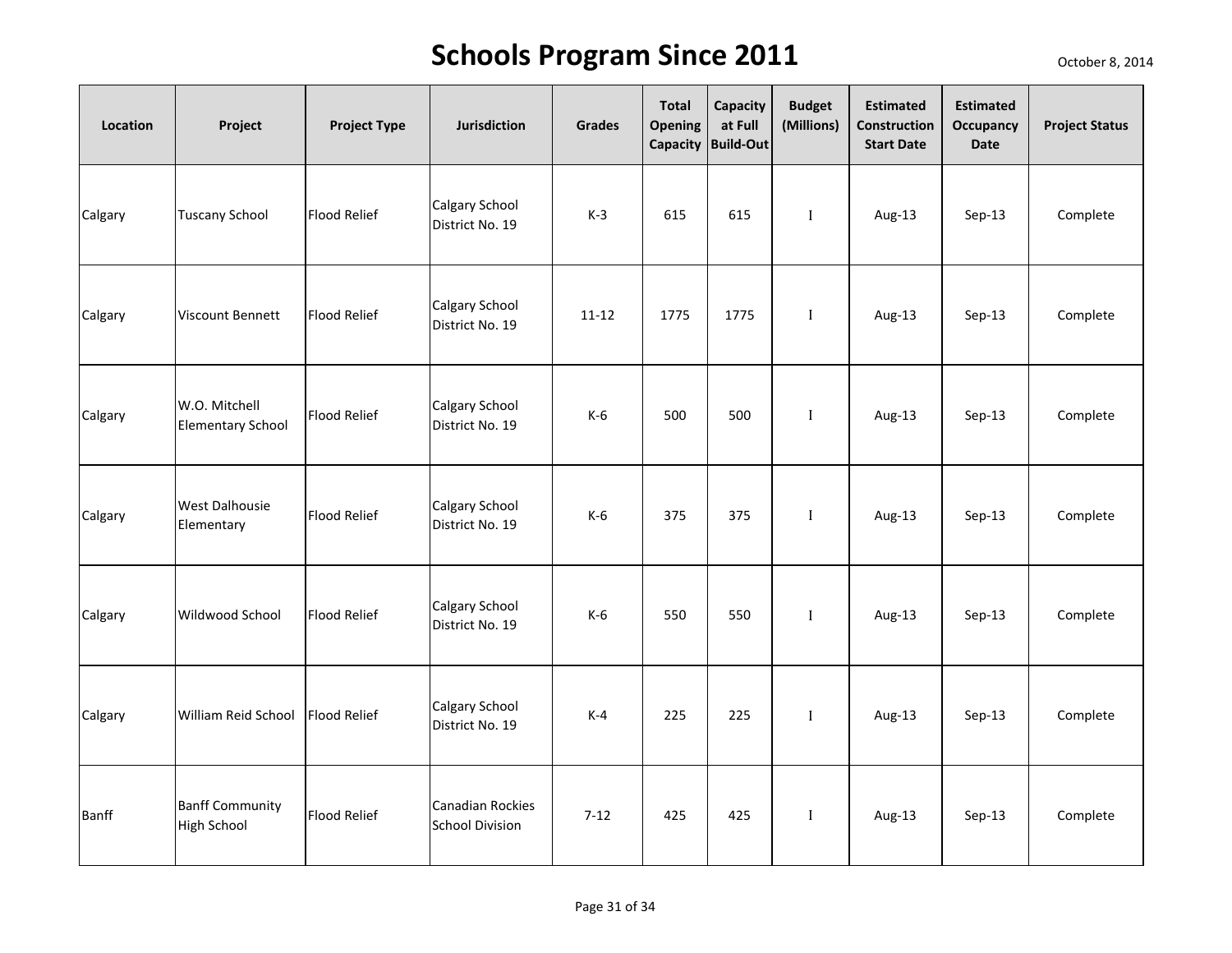# Schools Program Since 2011

October 8, 2014

| Location | Project | Project Type | Jurisdiction | Grades | Total Opening Capacity | Capacity at Full Build-Out | Budget (Millions) | Estimated Construction Start Date | Estimated Occupancy Date | Project Status |
|---|---|---|---|---|---|---|---|---|---|---|
| Calgary | Tuscany School | Flood Relief | Calgary School District No. 19 | K-3 | 615 | 615 | I | Aug-13 | Sep-13 | Complete |
| Calgary | Viscount Bennett | Flood Relief | Calgary School District No. 19 | 11-12 | 1775 | 1775 | I | Aug-13 | Sep-13 | Complete |
| Calgary | W.O. Mitchell Elementary School | Flood Relief | Calgary School District No. 19 | K-6 | 500 | 500 | I | Aug-13 | Sep-13 | Complete |
| Calgary | West Dalhousie Elementary | Flood Relief | Calgary School District No. 19 | K-6 | 375 | 375 | I | Aug-13 | Sep-13 | Complete |
| Calgary | Wildwood School | Flood Relief | Calgary School District No. 19 | K-6 | 550 | 550 | I | Aug-13 | Sep-13 | Complete |
| Calgary | William Reid School | Flood Relief | Calgary School District No. 19 | K-4 | 225 | 225 | I | Aug-13 | Sep-13 | Complete |
| Banff | Banff Community High School | Flood Relief | Canadian Rockies School Division | 7-12 | 425 | 425 | I | Aug-13 | Sep-13 | Complete |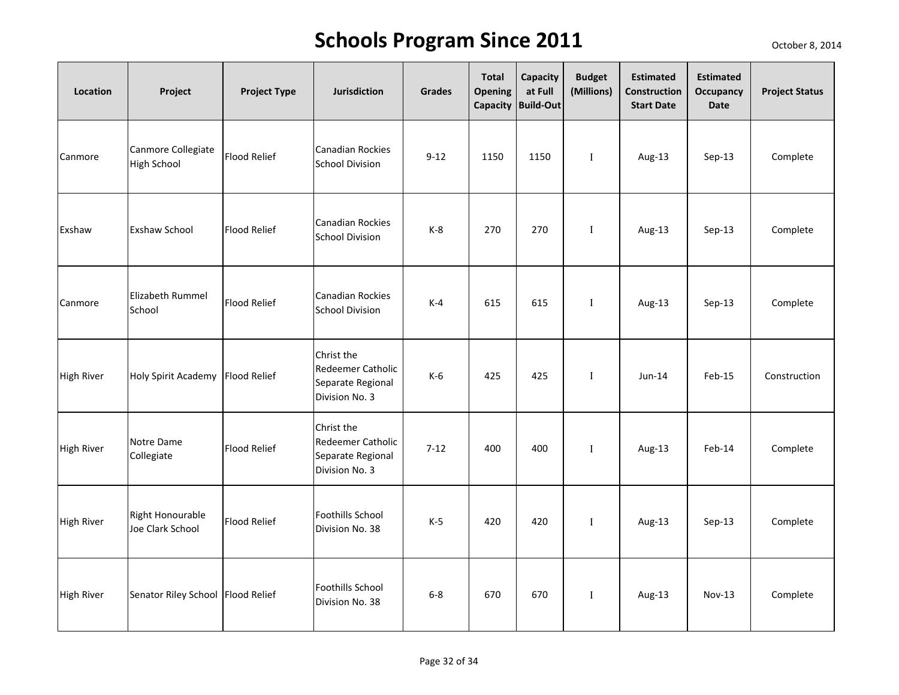# Schools Program Since 2011

October 8, 2014

| Location | Project | Project Type | Jurisdiction | Grades | Total Opening Capacity | Capacity at Full Build-Out | Budget (Millions) | Estimated Construction Start Date | Estimated Occupancy Date | Project Status |
|---|---|---|---|---|---|---|---|---|---|---|
| Canmore | Canmore Collegiate High School | Flood Relief | Canadian Rockies School Division | 9-12 | 1150 | 1150 | I | Aug-13 | Sep-13 | Complete |
| Exshaw | Exshaw School | Flood Relief | Canadian Rockies School Division | K-8 | 270 | 270 | I | Aug-13 | Sep-13 | Complete |
| Canmore | Elizabeth Rummel School | Flood Relief | Canadian Rockies School Division | K-4 | 615 | 615 | I | Aug-13 | Sep-13 | Complete |
| High River | Holy Spirit Academy | Flood Relief | Christ the Redeemer Catholic Separate Regional Division No. 3 | K-6 | 425 | 425 | I | Jun-14 | Feb-15 | Construction |
| High River | Notre Dame Collegiate | Flood Relief | Christ the Redeemer Catholic Separate Regional Division No. 3 | 7-12 | 400 | 400 | I | Aug-13 | Feb-14 | Complete |
| High River | Right Honourable Joe Clark School | Flood Relief | Foothills School Division No. 38 | K-5 | 420 | 420 | I | Aug-13 | Sep-13 | Complete |
| High River | Senator Riley School | Flood Relief | Foothills School Division No. 38 | 6-8 | 670 | 670 | I | Aug-13 | Nov-13 | Complete |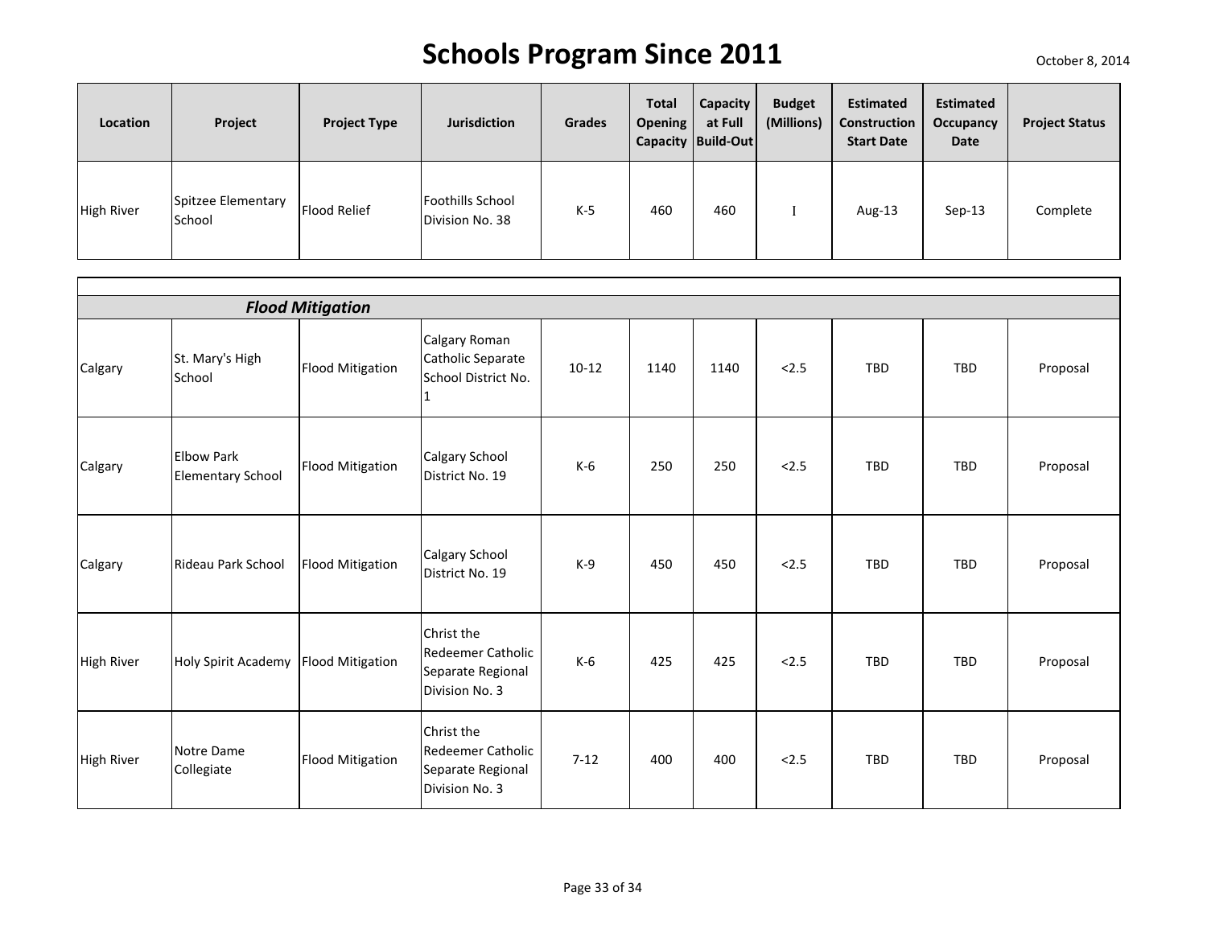# Schools Program Since 2011

October 8, 2014

| Location | Project | Project Type | Jurisdiction | Grades | Total Opening Capacity | Capacity at Full Build-Out | Budget (Millions) | Estimated Construction Start Date | Estimated Occupancy Date | Project Status |
|---|---|---|---|---|---|---|---|---|---|---|
| High River | Spitzee Elementary School | Flood Relief | Foothills School Division No. 38 | K-5 | 460 | 460 | I | Aug-13 | Sep-13 | Complete |
| ***Flood Mitigation*** | | | | | | | | | | |
| Calgary | St. Mary's High School | Flood Mitigation | Calgary Roman Catholic Separate School District No. 1 | 10-12 | 1140 | 1140 | <2.5 | TBD | TBD | Proposal |
| Calgary | Elbow Park Elementary School | Flood Mitigation | Calgary School District No. 19 | K-6 | 250 | 250 | <2.5 | TBD | TBD | Proposal |
| Calgary | Rideau Park School | Flood Mitigation | Calgary School District No. 19 | K-9 | 450 | 450 | <2.5 | TBD | TBD | Proposal |
| High River | Holy Spirit Academy | Flood Mitigation | Christ the Redeemer Catholic Separate Regional Division No. 3 | K-6 | 425 | 425 | <2.5 | TBD | TBD | Proposal |
| High River | Notre Dame Collegiate | Flood Mitigation | Christ the Redeemer Catholic Separate Regional Division No. 3 | 7-12 | 400 | 400 | <2.5 | TBD | TBD | Proposal |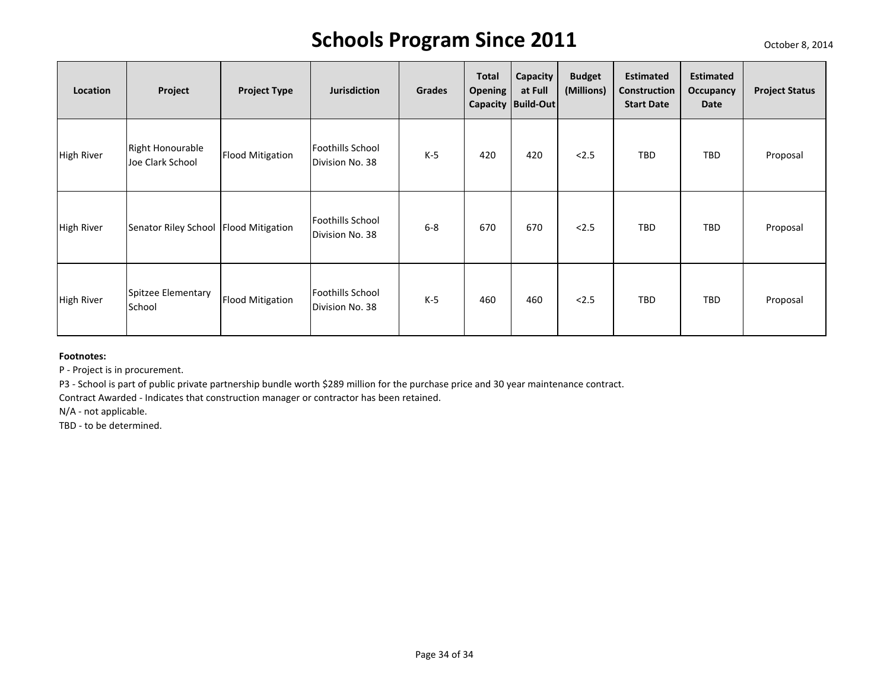# Schools Program Since 2011

October 8, 2014

| Location | Project | Project Type | Jurisdiction | Grades | Total Opening Capacity | Capacity at Full Build-Out | Budget (Millions) | Estimated Construction Start Date | Estimated Occupancy Date | Project Status |
|---|---|---|---|---|---|---|---|---|---|---|
| High River | Right Honourable Joe Clark School | Flood Mitigation | Foothills School Division No. 38 | K-5 | 420 | 420 | <2.5 | TBD | TBD | Proposal |
| High River | Senator Riley School | Flood Mitigation | Foothills School Division No. 38 | 6-8 | 670 | 670 | <2.5 | TBD | TBD | Proposal |
| High River | Spitzee Elementary School | Flood Mitigation | Foothills School Division No. 38 | K-5 | 460 | 460 | <2.5 | TBD | TBD | Proposal |

**Footnotes:**

P - Project is in procurement.

P3 - School is part of public private partnership bundle worth $289 million for the purchase price and 30 year maintenance contract.

Contract Awarded - Indicates that construction manager or contractor has been retained.

N/A - not applicable.

TBD - to be determined.